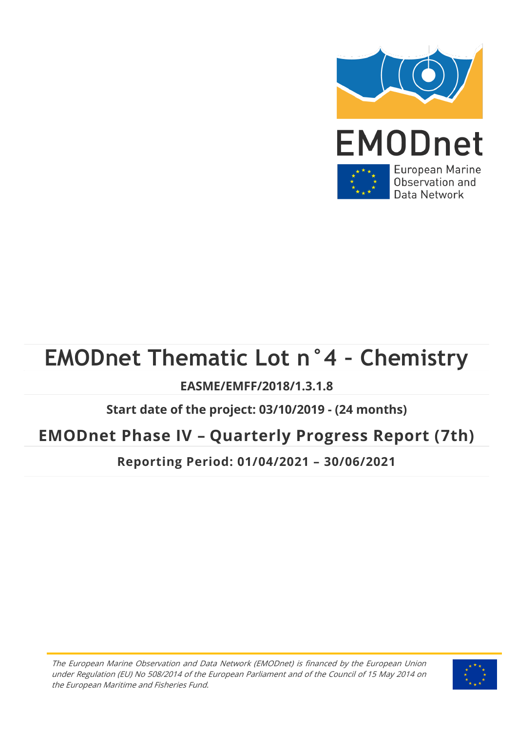EMODnet

European Marine Observation and Data Network

# EMODnet Thematic Lot n°4 - Chemistry

**EASME/EMFF/2018/1.3.1.8**

**Start date of the project: 03/10/2019 - (24 months)**

## EMODnet Phase IV – Quarterly Progress Report (7th)

**Reporting Period: 01/04/2021 – 30/06/2021**

*The European Marine Observation and Data Network (EMODnet) is financed by the European Union under Regulation (EU) No 508/2014 of the European Parliament and of the Council of 15 May 2014 on the European Maritime and Fisheries Fund.*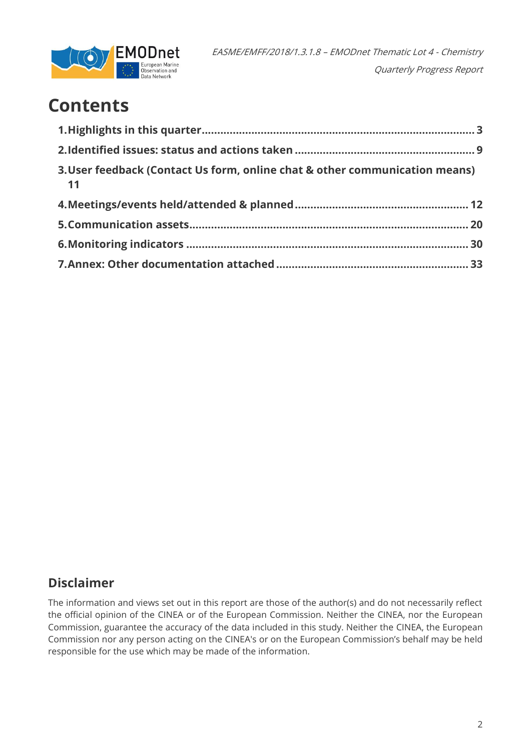# Contents

1. **Highlights in this quarter** .......... 3
2. **Identified issues: status and actions taken** .......... 9
3. **User feedback (Contact Us form, online chat & other communication means)** 11
4. **Meetings/events held/attended & planned** .......... 12
5. **Communication assets** .......... 20
6. **Monitoring indicators** .......... 30
7. **Annex: Other documentation attached** .......... 33

## Disclaimer

The information and views set out in this report are those of the author(s) and do not necessarily reflect the official opinion of the CINEA or of the European Commission. Neither the CINEA, nor the European Commission, guarantee the accuracy of the data included in this study. Neither the CINEA, the European Commission nor any person acting on the CINEA's or on the European Commission's behalf may be held responsible for the use which may be made of the information.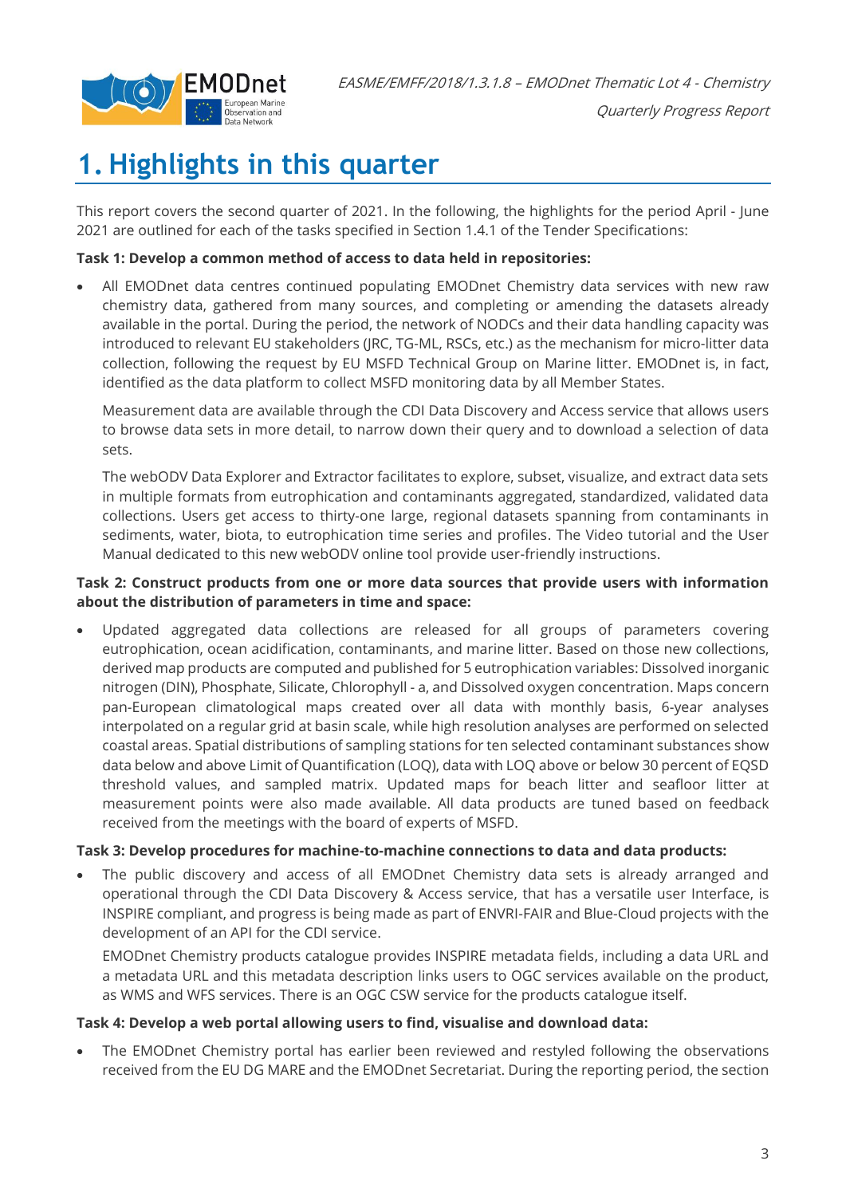# 1. Highlights in this quarter

This report covers the second quarter of 2021. In the following, the highlights for the period April - June 2021 are outlined for each of the tasks specified in Section 1.4.1 of the Tender Specifications:

**Task 1: Develop a common method of access to data held in repositories:**

- All EMODnet data centres continued populating EMODnet Chemistry data services with new raw chemistry data, gathered from many sources, and completing or amending the datasets already available in the portal. During the period, the network of NODCs and their data handling capacity was introduced to relevant EU stakeholders (JRC, TG-ML, RSCs, etc.) as the mechanism for micro-litter data collection, following the request by EU MSFD Technical Group on Marine litter. EMODnet is, in fact, identified as the data platform to collect MSFD monitoring data by all Member States.

  Measurement data are available through the CDI Data Discovery and Access service that allows users to browse data sets in more detail, to narrow down their query and to download a selection of data sets.

  The webODV Data Explorer and Extractor facilitates to explore, subset, visualize, and extract data sets in multiple formats from eutrophication and contaminants aggregated, standardized, validated data collections. Users get access to thirty-one large, regional datasets spanning from contaminants in sediments, water, biota, to eutrophication time series and profiles. The Video tutorial and the User Manual dedicated to this new webODV online tool provide user-friendly instructions.

**Task 2: Construct products from one or more data sources that provide users with information about the distribution of parameters in time and space:**

- Updated aggregated data collections are released for all groups of parameters covering eutrophication, ocean acidification, contaminants, and marine litter. Based on those new collections, derived map products are computed and published for 5 eutrophication variables: Dissolved inorganic nitrogen (DIN), Phosphate, Silicate, Chlorophyll - a, and Dissolved oxygen concentration. Maps concern pan-European climatological maps created over all data with monthly basis, 6-year analyses interpolated on a regular grid at basin scale, while high resolution analyses are performed on selected coastal areas. Spatial distributions of sampling stations for ten selected contaminant substances show data below and above Limit of Quantification (LOQ), data with LOQ above or below 30 percent of EQSD threshold values, and sampled matrix. Updated maps for beach litter and seafloor litter at measurement points were also made available. All data products are tuned based on feedback received from the meetings with the board of experts of MSFD.

**Task 3: Develop procedures for machine-to-machine connections to data and data products:**

- The public discovery and access of all EMODnet Chemistry data sets is already arranged and operational through the CDI Data Discovery & Access service, that has a versatile user Interface, is INSPIRE compliant, and progress is being made as part of ENVRI-FAIR and Blue-Cloud projects with the development of an API for the CDI service.

  EMODnet Chemistry products catalogue provides INSPIRE metadata fields, including a data URL and a metadata URL and this metadata description links users to OGC services available on the product, as WMS and WFS services. There is an OGC CSW service for the products catalogue itself.

**Task 4: Develop a web portal allowing users to find, visualise and download data:**

- The EMODnet Chemistry portal has earlier been reviewed and restyled following the observations received from the EU DG MARE and the EMODnet Secretariat. During the reporting period, the section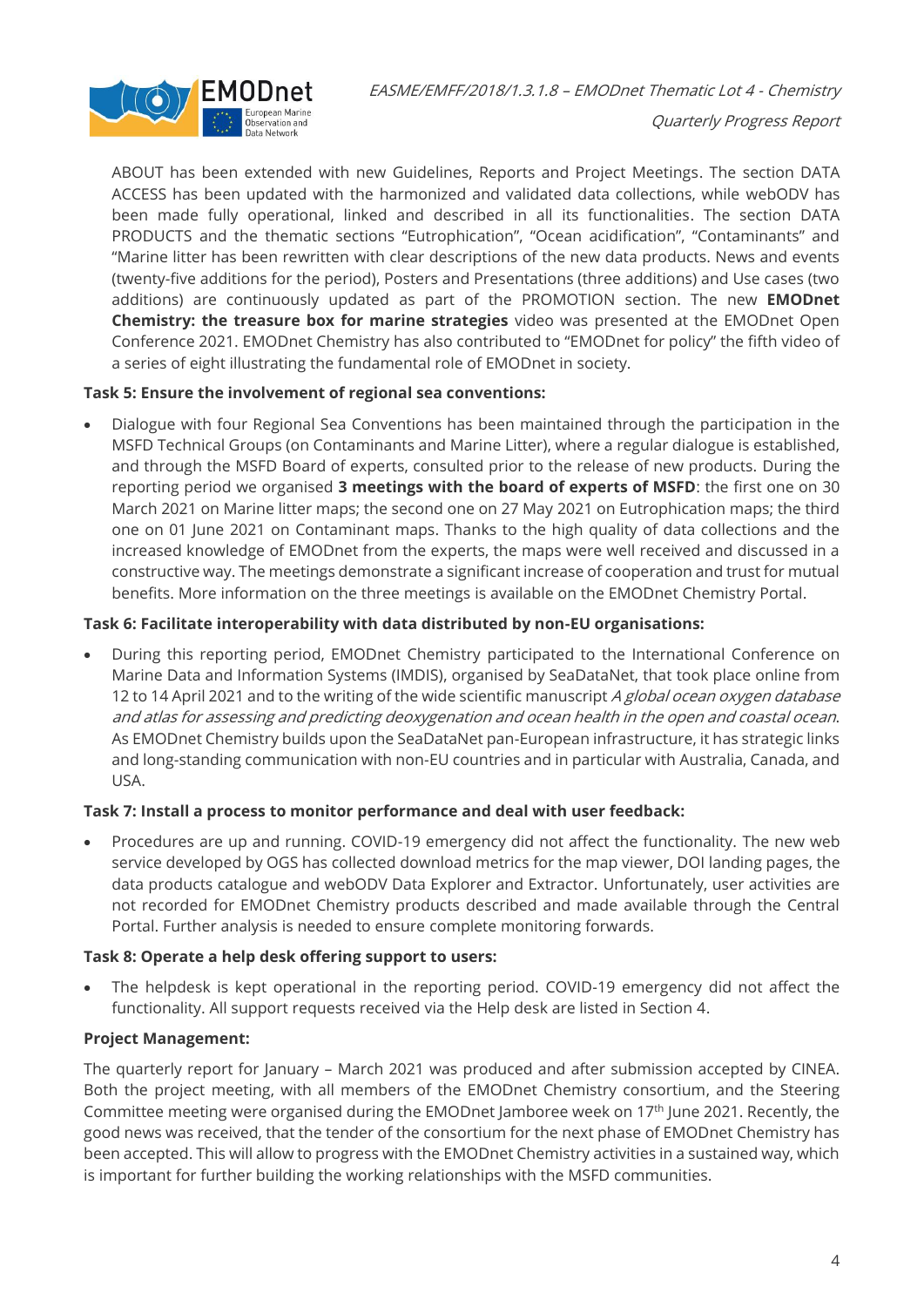ABOUT has been extended with new Guidelines, Reports and Project Meetings. The section DATA ACCESS has been updated with the harmonized and validated data collections, while webODV has been made fully operational, linked and described in all its functionalities. The section DATA PRODUCTS and the thematic sections "Eutrophication", "Ocean acidification", "Contaminants" and "Marine litter has been rewritten with clear descriptions of the new data products. News and events (twenty-five additions for the period), Posters and Presentations (three additions) and Use cases (two additions) are continuously updated as part of the PROMOTION section. The new **EMODnet Chemistry: the treasure box for marine strategies** video was presented at the EMODnet Open Conference 2021. EMODnet Chemistry has also contributed to "EMODnet for policy" the fifth video of a series of eight illustrating the fundamental role of EMODnet in society.

**Task 5: Ensure the involvement of regional sea conventions:**

- Dialogue with four Regional Sea Conventions has been maintained through the participation in the MSFD Technical Groups (on Contaminants and Marine Litter), where a regular dialogue is established, and through the MSFD Board of experts, consulted prior to the release of new products. During the reporting period we organised **3 meetings with the board of experts of MSFD**: the first one on 30 March 2021 on Marine litter maps; the second one on 27 May 2021 on Eutrophication maps; the third one on 01 June 2021 on Contaminant maps. Thanks to the high quality of data collections and the increased knowledge of EMODnet from the experts, the maps were well received and discussed in a constructive way. The meetings demonstrate a significant increase of cooperation and trust for mutual benefits. More information on the three meetings is available on the EMODnet Chemistry Portal.

**Task 6: Facilitate interoperability with data distributed by non-EU organisations:**

- During this reporting period, EMODnet Chemistry participated to the International Conference on Marine Data and Information Systems (IMDIS), organised by SeaDataNet, that took place online from 12 to 14 April 2021 and to the writing of the wide scientific manuscript *A global ocean oxygen database and atlas for assessing and predicting deoxygenation and ocean health in the open and coastal ocean*. As EMODnet Chemistry builds upon the SeaDataNet pan-European infrastructure, it has strategic links and long-standing communication with non-EU countries and in particular with Australia, Canada, and USA.

**Task 7: Install a process to monitor performance and deal with user feedback:**

- Procedures are up and running. COVID-19 emergency did not affect the functionality. The new web service developed by OGS has collected download metrics for the map viewer, DOI landing pages, the data products catalogue and webODV Data Explorer and Extractor. Unfortunately, user activities are not recorded for EMODnet Chemistry products described and made available through the Central Portal. Further analysis is needed to ensure complete monitoring forwards.

**Task 8: Operate a help desk offering support to users:**

- The helpdesk is kept operational in the reporting period. COVID-19 emergency did not affect the functionality. All support requests received via the Help desk are listed in Section 4.

**Project Management:**

The quarterly report for January – March 2021 was produced and after submission accepted by CINEA. Both the project meeting, with all members of the EMODnet Chemistry consortium, and the Steering Committee meeting were organised during the EMODnet Jamboree week on 17th June 2021. Recently, the good news was received, that the tender of the consortium for the next phase of EMODnet Chemistry has been accepted. This will allow to progress with the EMODnet Chemistry activities in a sustained way, which is important for further building the working relationships with the MSFD communities.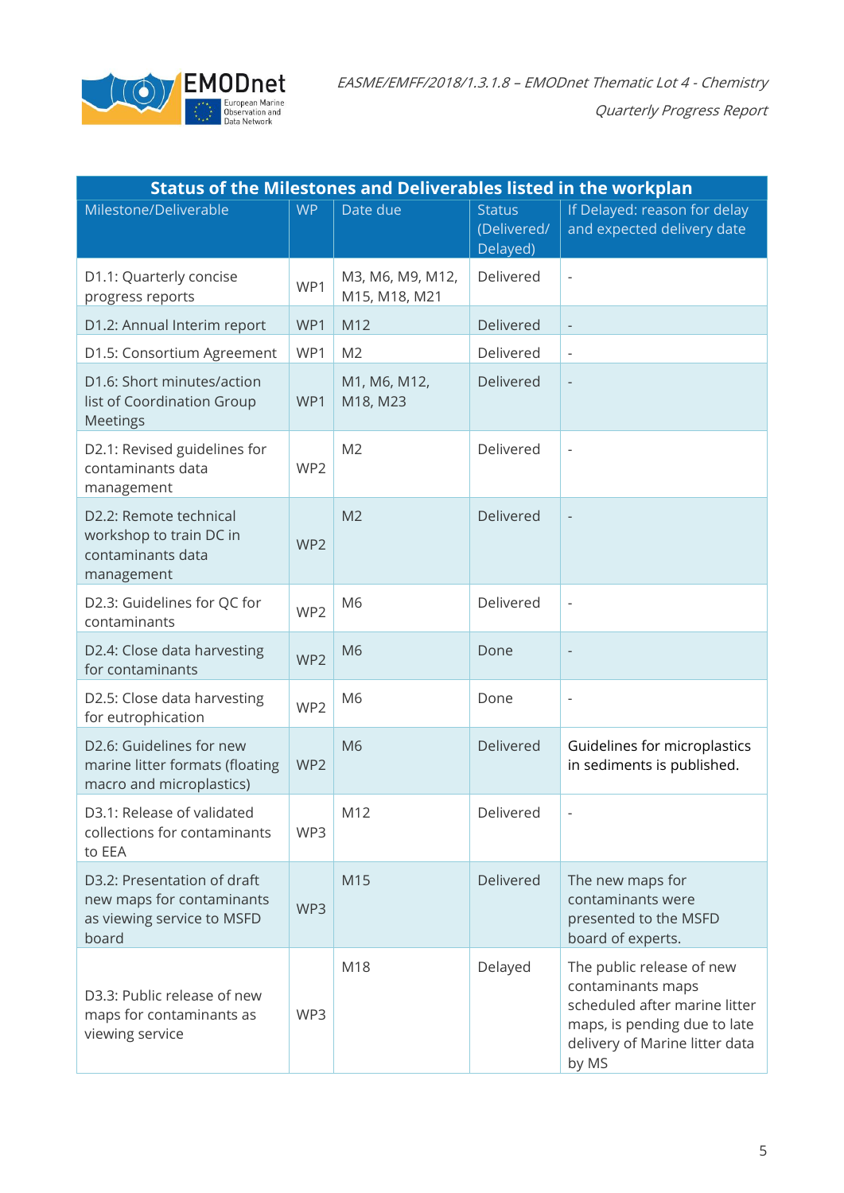| Status of the Milestones and Deliverables listed in the workplan | | | | |
|---|---|---|---|---|
| Milestone/Deliverable | WP | Date due | Status (Delivered/ Delayed) | If Delayed: reason for delay and expected delivery date |
| D1.1: Quarterly concise progress reports | WP1 | M3, M6, M9, M12, M15, M18, M21 | Delivered | - |
| D1.2: Annual Interim report | WP1 | M12 | Delivered | - |
| D1.5: Consortium Agreement | WP1 | M2 | Delivered | - |
| D1.6: Short minutes/action list of Coordination Group Meetings | WP1 | M1, M6, M12, M18, M23 | Delivered | - |
| D2.1: Revised guidelines for contaminants data management | WP2 | M2 | Delivered | - |
| D2.2: Remote technical workshop to train DC in contaminants data management | WP2 | M2 | Delivered | - |
| D2.3: Guidelines for QC for contaminants | WP2 | M6 | Delivered | - |
| D2.4: Close data harvesting for contaminants | WP2 | M6 | Done | - |
| D2.5: Close data harvesting for eutrophication | WP2 | M6 | Done | - |
| D2.6: Guidelines for new marine litter formats (floating macro and microplastics) | WP2 | M6 | Delivered | Guidelines for microplastics in sediments is published. |
| D3.1: Release of validated collections for contaminants to EEA | WP3 | M12 | Delivered | - |
| D3.2: Presentation of draft new maps for contaminants as viewing service to MSFD board | WP3 | M15 | Delivered | The new maps for contaminants were presented to the MSFD board of experts. |
| D3.3: Public release of new maps for contaminants as viewing service | WP3 | M18 | Delayed | The public release of new contaminants maps scheduled after marine litter maps, is pending due to late delivery of Marine litter data by MS |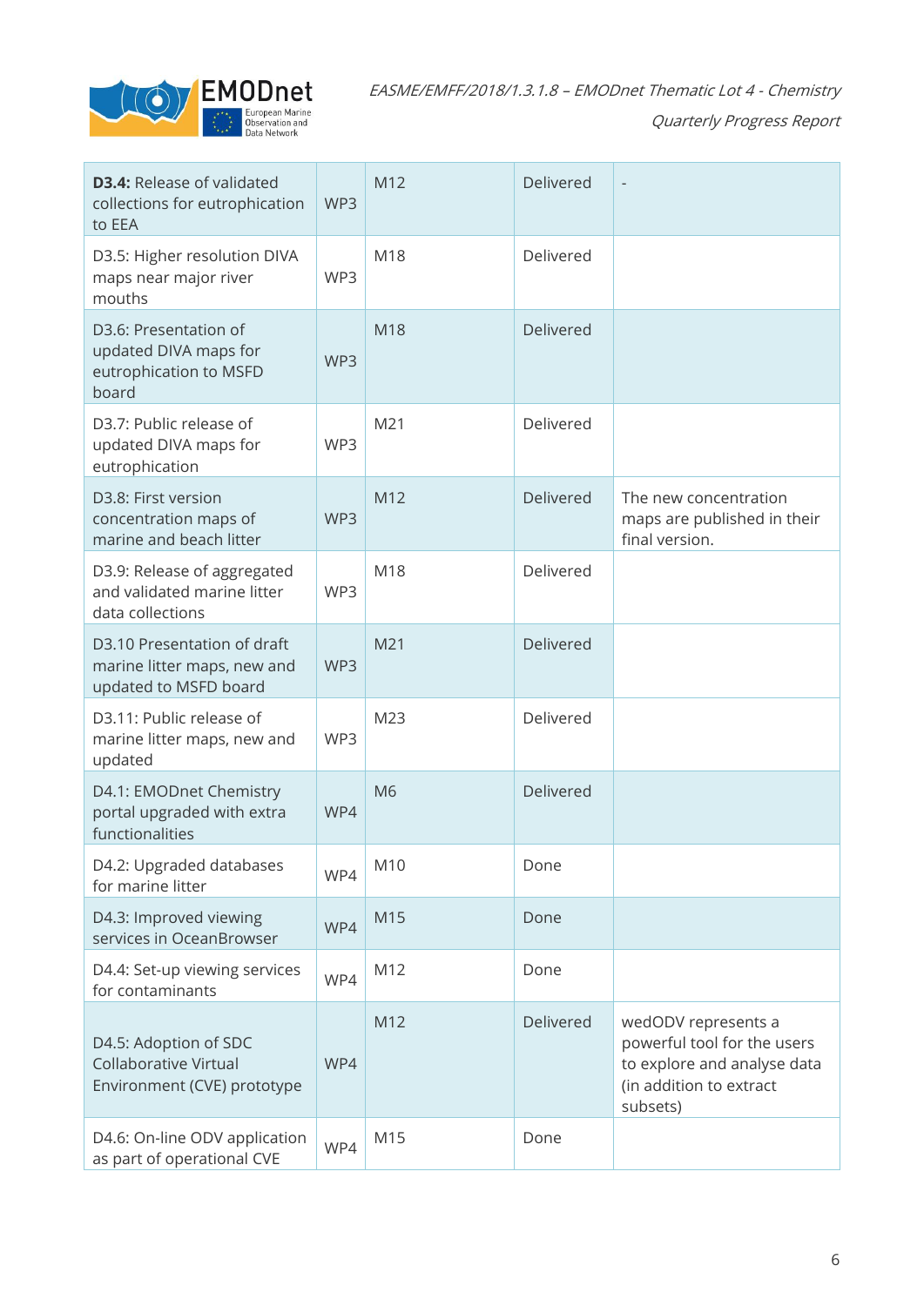| **D3.4:** Release of validated collections for eutrophication to EEA | WP3 | M12 | Delivered | - |
|---|---|---|---|---|
| D3.5: Higher resolution DIVA maps near major river mouths | WP3 | M18 | Delivered | |
| D3.6: Presentation of updated DIVA maps for eutrophication to MSFD board | WP3 | M18 | Delivered | |
| D3.7: Public release of updated DIVA maps for eutrophication | WP3 | M21 | Delivered | |
| D3.8: First version concentration maps of marine and beach litter | WP3 | M12 | Delivered | The new concentration maps are published in their final version. |
| D3.9: Release of aggregated and validated marine litter data collections | WP3 | M18 | Delivered | |
| D3.10 Presentation of draft marine litter maps, new and updated to MSFD board | WP3 | M21 | Delivered | |
| D3.11: Public release of marine litter maps, new and updated | WP3 | M23 | Delivered | |
| D4.1: EMODnet Chemistry portal upgraded with extra functionalities | WP4 | M6 | Delivered | |
| D4.2: Upgraded databases for marine litter | WP4 | M10 | Done | |
| D4.3: Improved viewing services in OceanBrowser | WP4 | M15 | Done | |
| D4.4: Set-up viewing services for contaminants | WP4 | M12 | Done | |
| D4.5: Adoption of SDC Collaborative Virtual Environment (CVE) prototype | WP4 | M12 | Delivered | wedODV represents a powerful tool for the users to explore and analyse data (in addition to extract subsets) |
| D4.6: On-line ODV application as part of operational CVE | WP4 | M15 | Done | |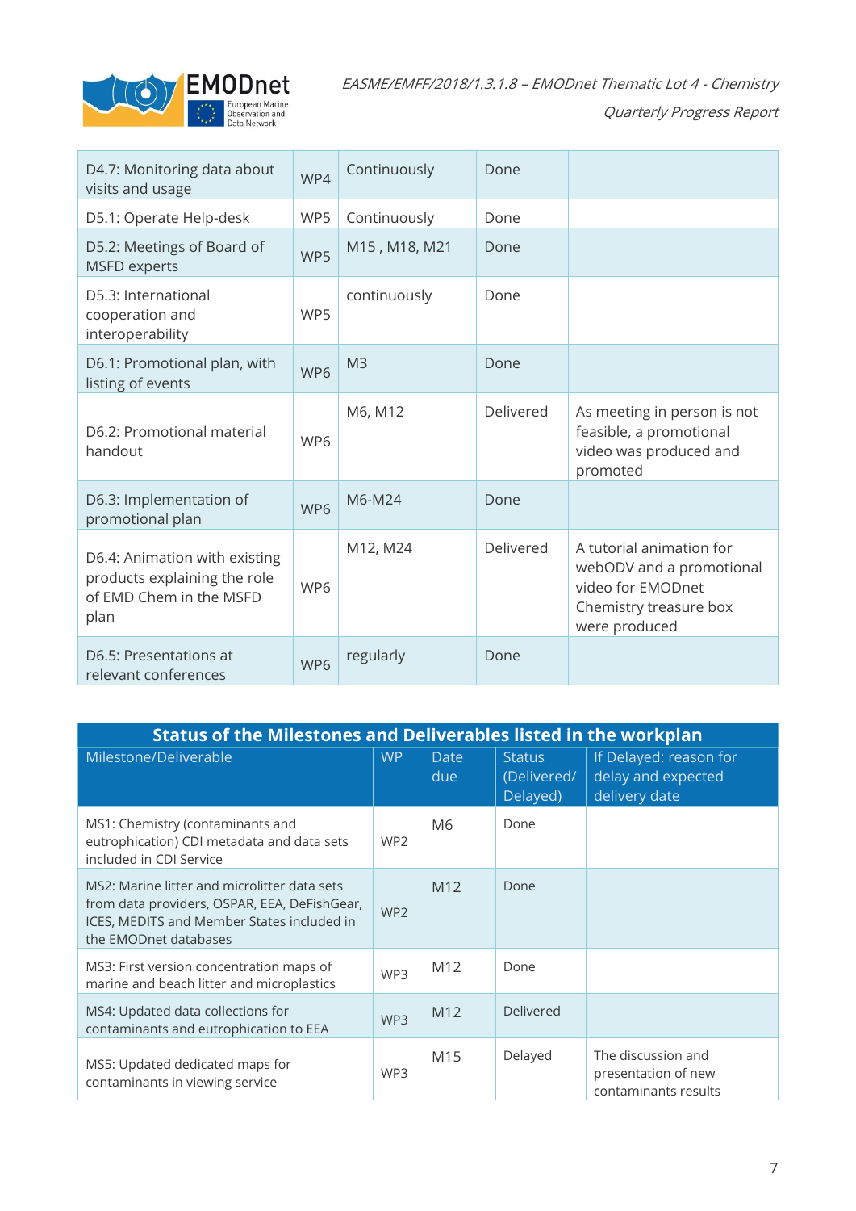| D4.7: Monitoring data about visits and usage | WP4 | Continuously | Done | |
|---|---|---|---|---|
| D5.1: Operate Help-desk | WP5 | Continuously | Done | |
| D5.2: Meetings of Board of MSFD experts | WP5 | M15 , M18, M21 | Done | |
| D5.3: International cooperation and interoperability | WP5 | continuously | Done | |
| D6.1: Promotional plan, with listing of events | WP6 | M3 | Done | |
| D6.2: Promotional material handout | WP6 | M6, M12 | Delivered | As meeting in person is not feasible, a promotional video was produced and promoted |
| D6.3: Implementation of promotional plan | WP6 | M6-M24 | Done | |
| D6.4: Animation with existing products explaining the role of EMD Chem in the MSFD plan | WP6 | M12, M24 | Delivered | A tutorial animation for webODV and a promotional video for EMODnet Chemistry treasure box were produced |
| D6.5: Presentations at relevant conferences | WP6 | regularly | Done | |

| **Status of the Milestones and Deliverables listed in the workplan** | | | | |
|---|---|---|---|---|
| Milestone/Deliverable | WP | Date due | Status (Delivered/ Delayed) | If Delayed: reason for delay and expected delivery date |
| MS1: Chemistry (contaminants and eutrophication) CDI metadata and data sets included in CDI Service | WP2 | M6 | Done | |
| MS2: Marine litter and microlitter data sets from data providers, OSPAR, EEA, DeFishGear, ICES, MEDITS and Member States included in the EMODnet databases | WP2 | M12 | Done | |
| MS3: First version concentration maps of marine and beach litter and microplastics | WP3 | M12 | Done | |
| MS4: Updated data collections for contaminants and eutrophication to EEA | WP3 | M12 | Delivered | |
| MS5: Updated dedicated maps for contaminants in viewing service | WP3 | M15 | Delayed | The discussion and presentation of new contaminants results |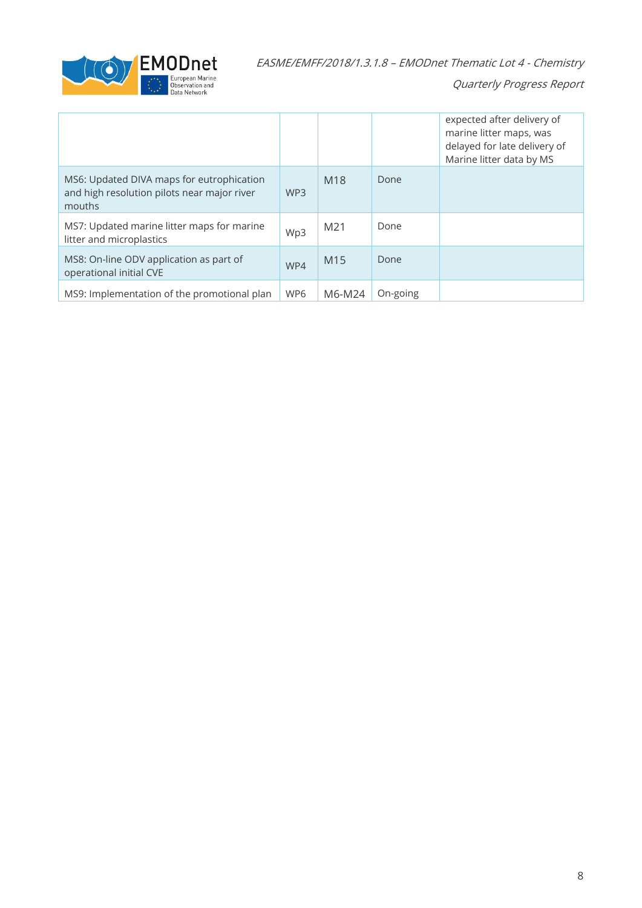| | | | | |
|---|---|---|---|---|
| | | | | expected after delivery of marine litter maps, was delayed for late delivery of Marine litter data by MS |
| MS6: Updated DIVA maps for eutrophication and high resolution pilots near major river mouths | WP3 | M18 | Done | |
| MS7: Updated marine litter maps for marine litter and microplastics | Wp3 | M21 | Done | |
| MS8: On-line ODV application as part of operational initial CVE | WP4 | M15 | Done | |
| MS9: Implementation of the promotional plan | WP6 | M6-M24 | On-going | |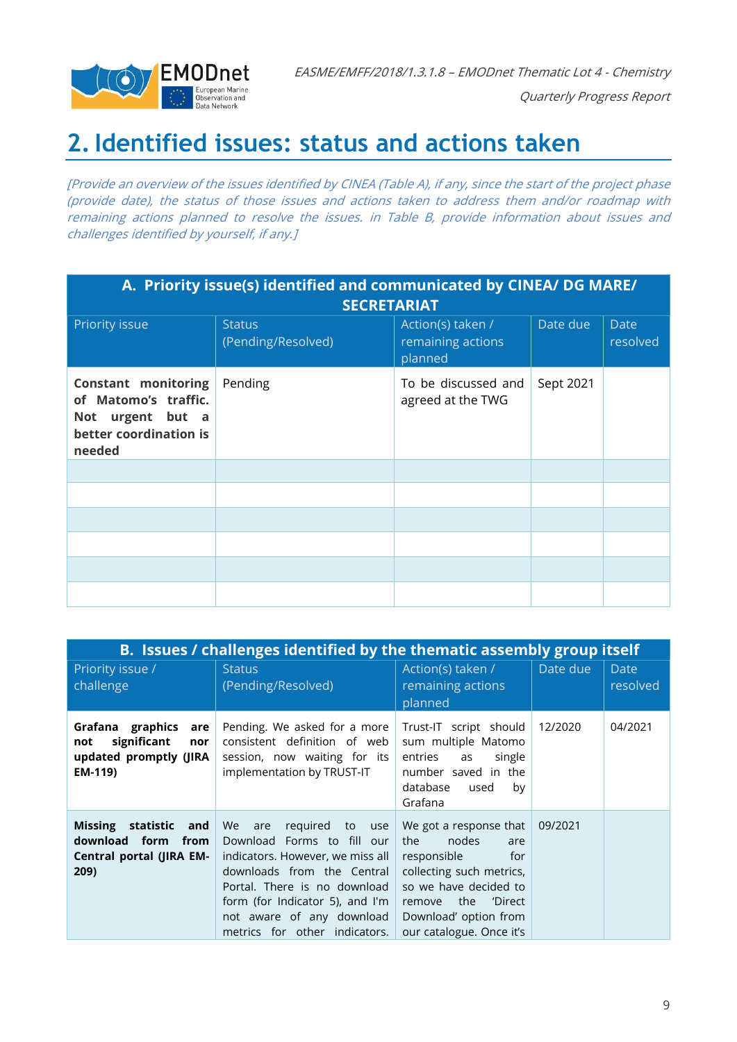# 2. Identified issues: status and actions taken

*[Provide an overview of the issues identified by CINEA (Table A), if any, since the start of the project phase (provide date), the status of those issues and actions taken to address them and/or roadmap with remaining actions planned to resolve the issues. in Table B, provide information about issues and challenges identified by yourself, if any.]*

| A. Priority issue(s) identified and communicated by CINEA/ DG MARE/ SECRETARIAT | | | | |
|---|---|---|---|---|
| Priority issue | Status (Pending/Resolved) | Action(s) taken / remaining actions planned | Date due | Date resolved |
| **Constant monitoring of Matomo's traffic. Not urgent but a better coordination is needed** | Pending | To be discussed and agreed at the TWG | Sept 2021 | |
| | | | | |
| | | | | |
| | | | | |
| | | | | |
| | | | | |
| | | | | |

| B. Issues / challenges identified by the thematic assembly group itself | | | | |
|---|---|---|---|---|
| Priority issue / challenge | Status (Pending/Resolved) | Action(s) taken / remaining actions planned | Date due | Date resolved |
| **Grafana graphics are not significant nor updated promptly (JIRA EM-119)** | Pending. We asked for a more consistent definition of web session, now waiting for its implementation by TRUST-IT | Trust-IT script should sum multiple Matomo entries as single number saved in the database used by Grafana | 12/2020 | 04/2021 |
| **Missing statistic and download form from Central portal (JIRA EM-209)** | We are required to use Download Forms to fill our indicators. However, we miss all downloads from the Central Portal. There is no download form (for Indicator 5), and I'm not aware of any download metrics for other indicators. | We got a response that the nodes are responsible for collecting such metrics, so we have decided to remove the 'Direct Download' option from our catalogue. Once it's | 09/2021 | |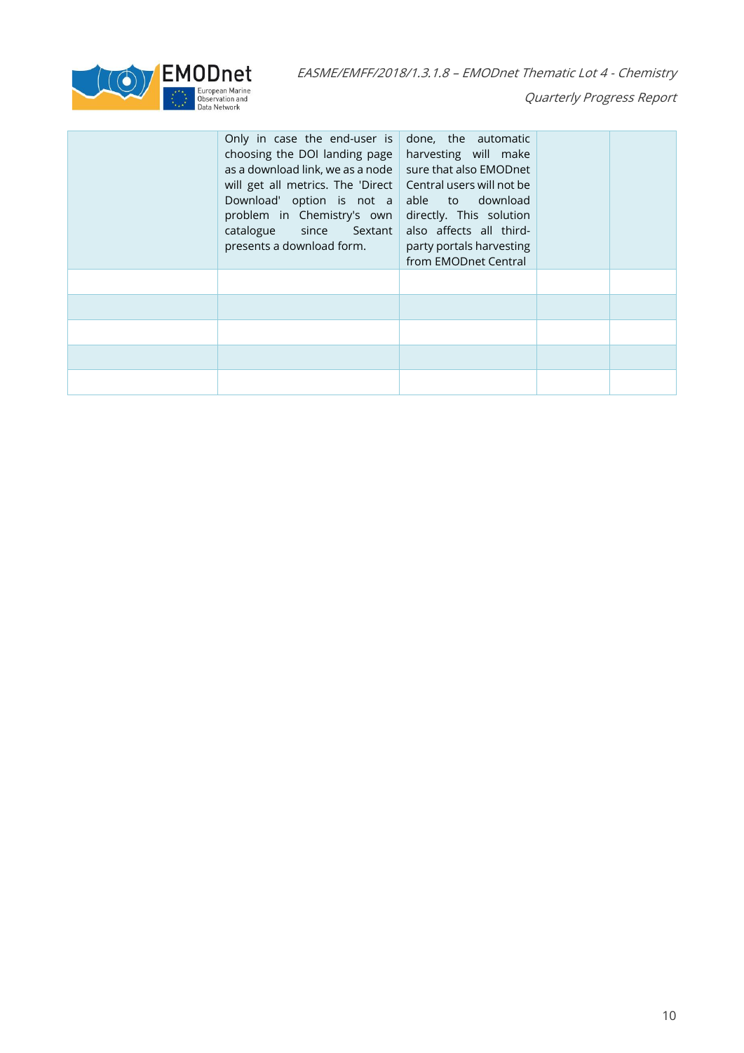| | | | | |
|---|---|---|---|---|
| | Only in case the end-user is choosing the DOI landing page as a download link, we as a node will get all metrics. The 'Direct Download' option is not a problem in Chemistry's own catalogue since Sextant presents a download form. | done, the automatic harvesting will make sure that also EMODnet Central users will not be able to download directly. This solution also affects all third-party portals harvesting from EMODnet Central | | |
| | | | | |
| | | | | |
| | | | | |
| | | | | |
| | | | | |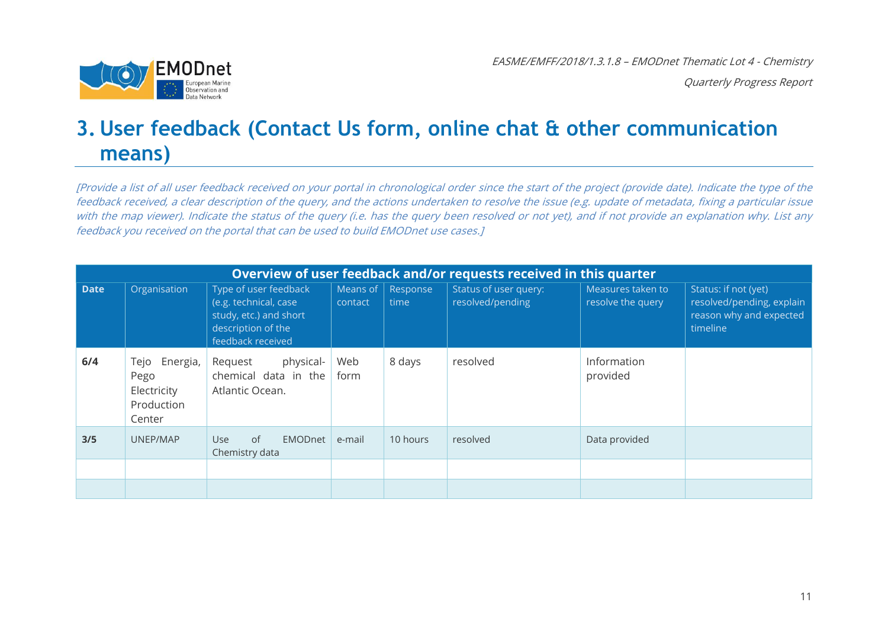# 3. User feedback (Contact Us form, online chat & other communication means)

*[Provide a list of all user feedback received on your portal in chronological order since the start of the project (provide date). Indicate the type of the feedback received, a clear description of the query, and the actions undertaken to resolve the issue (e.g. update of metadata, fixing a particular issue with the map viewer). Indicate the status of the query (i.e. has the query been resolved or not yet), and if not provide an explanation why. List any feedback you received on the portal that can be used to build EMODnet use cases.]*

| Overview of user feedback and/or requests received in this quarter | | | | | | | |
|---|---|---|---|---|---|---|---|
| **Date** | Organisation | Type of user feedback (e.g. technical, case study, etc.) and short description of the feedback received | Means of contact | Response time | Status of user query: resolved/pending | Measures taken to resolve the query | Status: if not (yet) resolved/pending, explain reason why and expected timeline |
| **6/4** | Tejo Energia, Pego Electricity Production Center | Request physical-chemical data in the Atlantic Ocean. | Web form | 8 days | resolved | Information provided | |
| **3/5** | UNEP/MAP | Use of EMODnet Chemistry data | e-mail | 10 hours | resolved | Data provided | |
| | | | | | | | |
| | | | | | | | |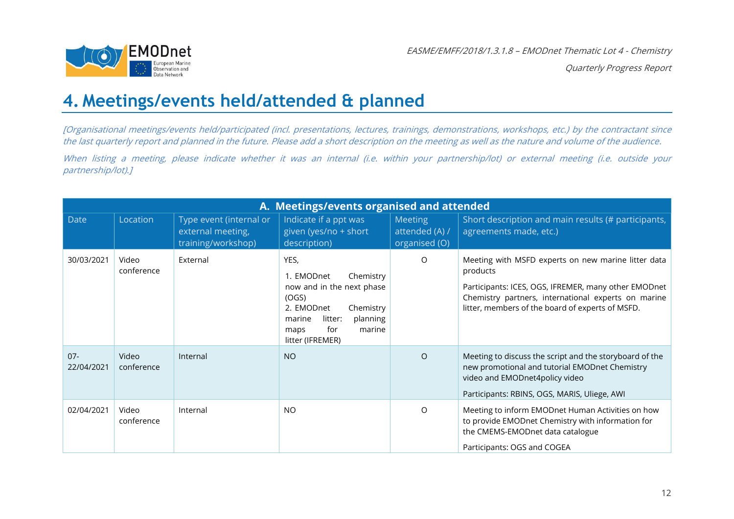# 4. Meetings/events held/attended & planned

*[Organisational meetings/events held/participated (incl. presentations, lectures, trainings, demonstrations, workshops, etc.) by the contractant since the last quarterly report and planned in the future. Please add a short description on the meeting as well as the nature and volume of the audience.*

*When listing a meeting, please indicate whether it was an internal (i.e. within your partnership/lot) or external meeting (i.e. outside your partnership/lot).]*

| **A. Meetings/events organised and attended** | | | | | |
|---|---|---|---|---|---|
| Date | Location | Type event (internal or external meeting, training/workshop) | Indicate if a ppt was given (yes/no + short description) | Meeting attended (A) / organised (O) | Short description and main results (# participants, agreements made, etc.) |
| 30/03/2021 | Video conference | External | YES,<br>1. EMODnet Chemistry now and in the next phase (OGS)<br>2. EMODnet Chemistry marine litter: planning maps for marine litter (IFREMER) | O | Meeting with MSFD experts on new marine litter data products<br>Participants: ICES, OGS, IFREMER, many other EMODnet Chemistry partners, international experts on marine litter, members of the board of experts of MSFD. |
| 07-22/04/2021 | Video conference | Internal | NO | O | Meeting to discuss the script and the storyboard of the new promotional and tutorial EMODnet Chemistry video and EMODnet4policy video<br>Participants: RBINS, OGS, MARIS, Uliege, AWI |
| 02/04/2021 | Video conference | Internal | NO | O | Meeting to inform EMODnet Human Activities on how to provide EMODnet Chemistry with information for the CMEMS-EMODnet data catalogue<br>Participants: OGS and COGEA |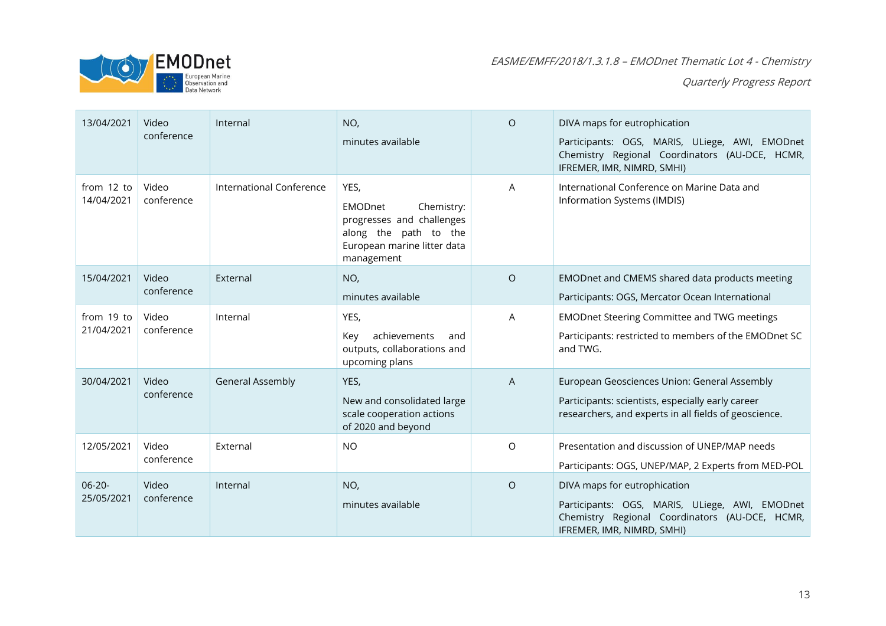| 13/04/2021 | Video conference | Internal | NO,<br><br>minutes available | O | DIVA maps for eutrophication<br><br>Participants: OGS, MARIS, ULiege, AWI, EMODnet Chemistry Regional Coordinators (AU-DCE, HCMR, IFREMER, IMR, NIMRD, SMHI) |
|---|---|---|---|---|---|
| from 12 to 14/04/2021 | Video conference | International Conference | YES,<br><br>EMODnet Chemistry: progresses and challenges along the path to the European marine litter data management | A | International Conference on Marine Data and Information Systems (IMDIS) |
| 15/04/2021 | Video conference | External | NO,<br><br>minutes available | O | EMODnet and CMEMS shared data products meeting<br><br>Participants: OGS, Mercator Ocean International |
| from 19 to 21/04/2021 | Video conference | Internal | YES,<br><br>Key achievements and outputs, collaborations and upcoming plans | A | EMODnet Steering Committee and TWG meetings<br><br>Participants: restricted to members of the EMODnet SC and TWG. |
| 30/04/2021 | Video conference | General Assembly | YES,<br><br>New and consolidated large scale cooperation actions of 2020 and beyond | A | European Geosciences Union: General Assembly<br><br>Participants: scientists, especially early career researchers, and experts in all fields of geoscience. |
| 12/05/2021 | Video conference | External | NO | O | Presentation and discussion of UNEP/MAP needs<br><br>Participants: OGS, UNEP/MAP, 2 Experts from MED-POL |
| 06-20-25/05/2021 | Video conference | Internal | NO,<br><br>minutes available | O | DIVA maps for eutrophication<br><br>Participants: OGS, MARIS, ULiege, AWI, EMODnet Chemistry Regional Coordinators (AU-DCE, HCMR, IFREMER, IMR, NIMRD, SMHI) |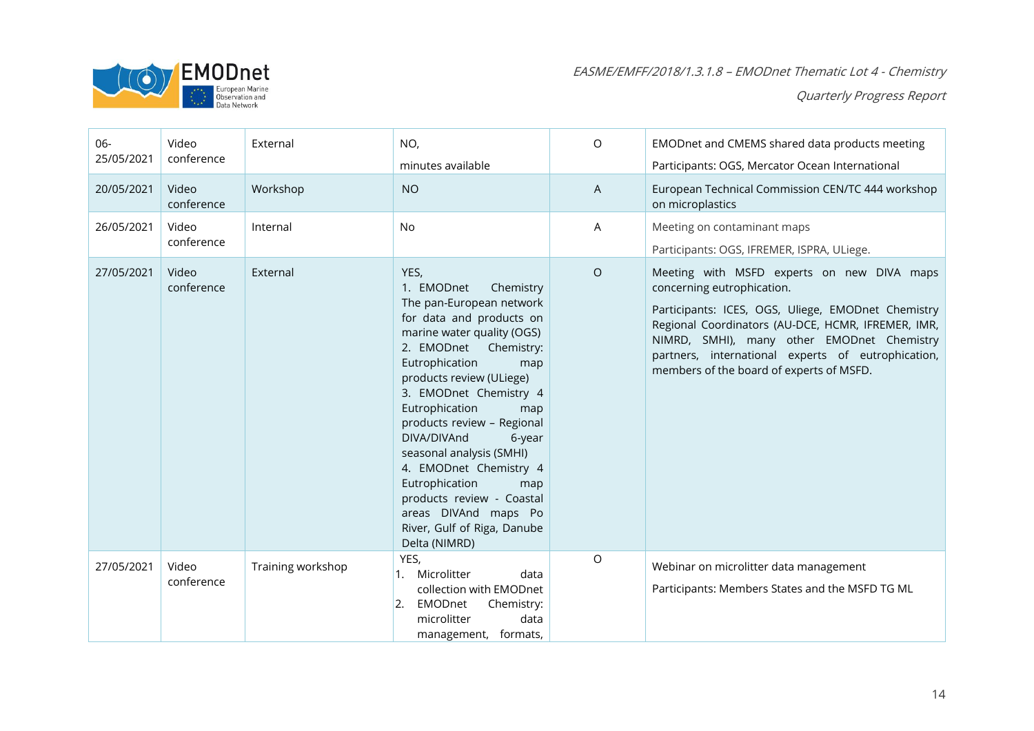| 06-25/05/2021 | Video conference | External | NO,<br>minutes available | O | EMODnet and CMEMS shared data products meeting<br>Participants: OGS, Mercator Ocean International |
|---|---|---|---|---|---|
| 20/05/2021 | Video conference | Workshop | NO | A | European Technical Commission CEN/TC 444 workshop on microplastics |
| 26/05/2021 | Video conference | Internal | No | A | Meeting on contaminant maps<br>Participants: OGS, IFREMER, ISPRA, ULiege. |
| 27/05/2021 | Video conference | External | YES,<br>1. EMODnet Chemistry The pan-European network for data and products on marine water quality (OGS)<br>2. EMODnet Chemistry: Eutrophication map products review (ULiege)<br>3. EMODnet Chemistry 4 Eutrophication map products review – Regional DIVA/DIVAnd 6-year seasonal analysis (SMHI)<br>4. EMODnet Chemistry 4 Eutrophication map products review - Coastal areas DIVAnd maps Po River, Gulf of Riga, Danube Delta (NIMRD) | O | Meeting with MSFD experts on new DIVA maps concerning eutrophication.<br>Participants: ICES, OGS, Uliege, EMODnet Chemistry Regional Coordinators (AU-DCE, HCMR, IFREMER, IMR, NIMRD, SMHI), many other EMODnet Chemistry partners, international experts of eutrophication, members of the board of experts of MSFD. |
| 27/05/2021 | Video conference | Training workshop | YES,<br>1. Microlitter data collection with EMODnet<br>2. EMODnet Chemistry: microlitter data management, formats, | O | Webinar on microlitter data management<br>Participants: Members States and the MSFD TG ML |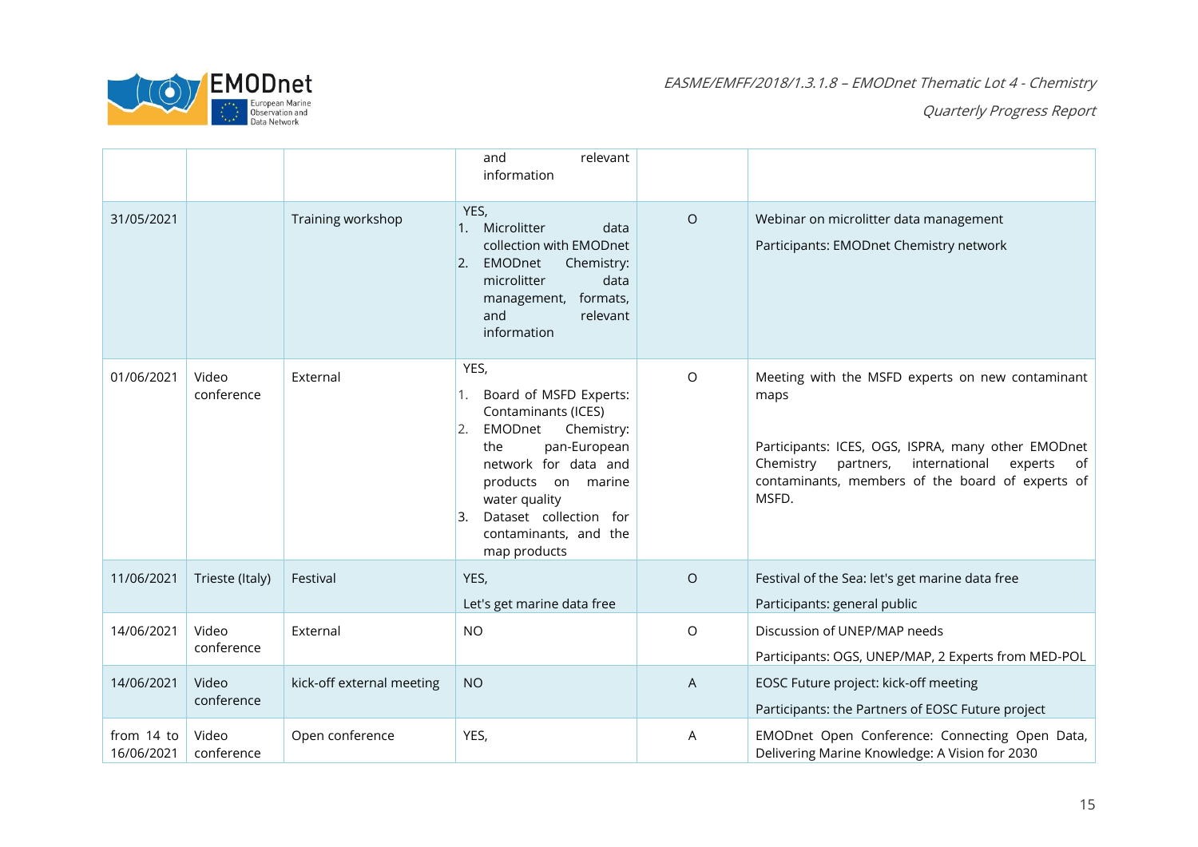| | | | and relevant information | | |
|---|---|---|---|---|---|
| 31/05/2021 | | Training workshop | YES,<br>1. Microlitter data collection with EMODnet<br>2. EMODnet Chemistry: microlitter data management, formats, and relevant information | O | Webinar on microlitter data management<br><br>Participants: EMODnet Chemistry network |
| 01/06/2021 | Video conference | External | YES,<br>1. Board of MSFD Experts: Contaminants (ICES)<br>2. EMODnet Chemistry: the pan-European network for data and products on marine water quality<br>3. Dataset collection for contaminants, and the map products | O | Meeting with the MSFD experts on new contaminant maps<br><br>Participants: ICES, OGS, ISPRA, many other EMODnet Chemistry partners, international experts of contaminants, members of the board of experts of MSFD. |
| 11/06/2021 | Trieste (Italy) | Festival | YES,<br><br>Let's get marine data free | O | Festival of the Sea: let's get marine data free<br><br>Participants: general public |
| 14/06/2021 | Video conference | External | NO | O | Discussion of UNEP/MAP needs<br><br>Participants: OGS, UNEP/MAP, 2 Experts from MED-POL |
| 14/06/2021 | Video conference | kick-off external meeting | NO | A | EOSC Future project: kick-off meeting<br><br>Participants: the Partners of EOSC Future project |
| from 14 to 16/06/2021 | Video conference | Open conference | YES, | A | EMODnet Open Conference: Connecting Open Data, Delivering Marine Knowledge: A Vision for 2030 |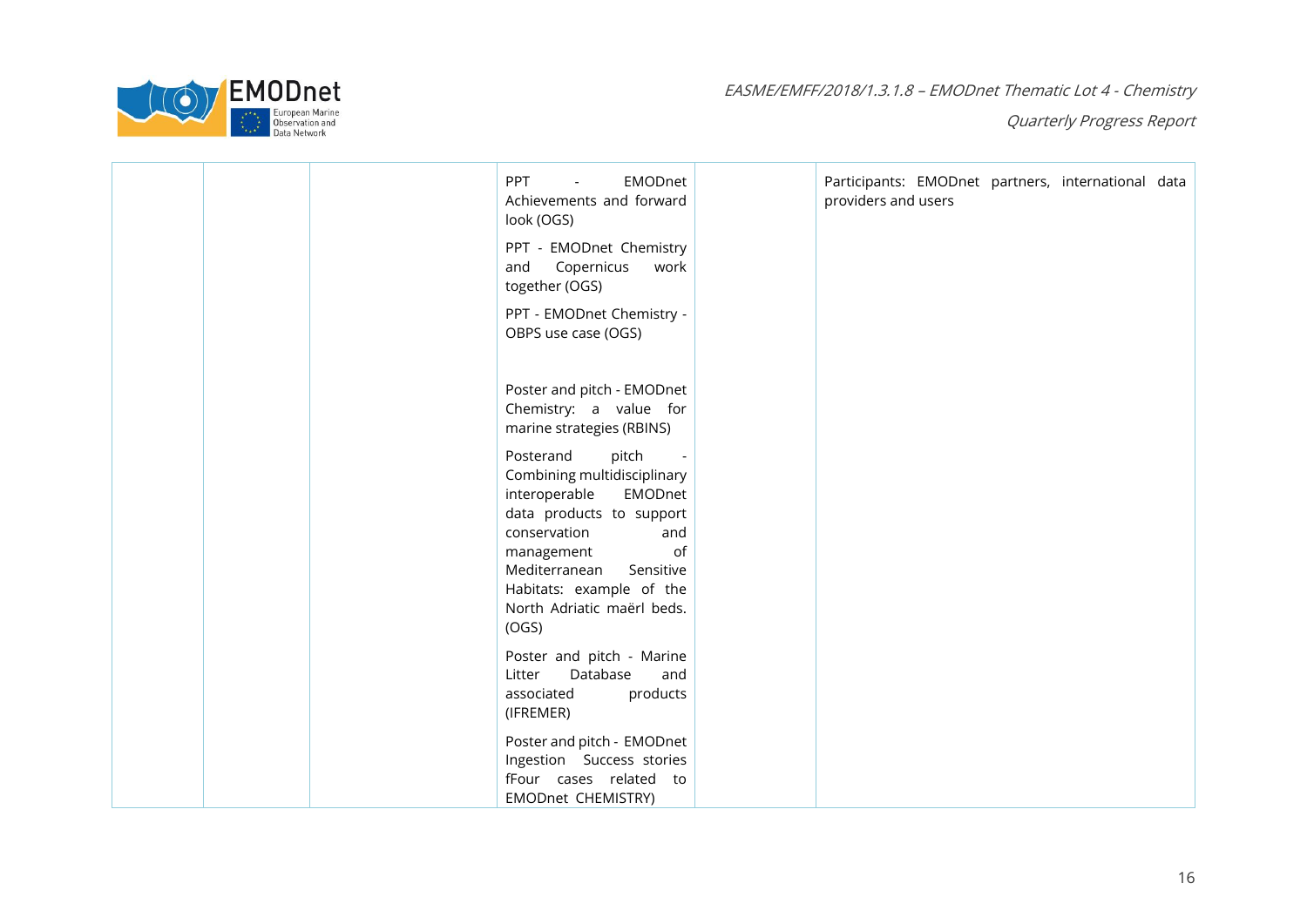| | | | | | |
|---|---|---|---|---|---|
| | | | PPT - EMODnet Achievements and forward look (OGS)<br><br>PPT - EMODnet Chemistry and Copernicus work together (OGS)<br><br>PPT - EMODnet Chemistry - OBPS use case (OGS)<br><br>Poster and pitch - EMODnet Chemistry: a value for marine strategies (RBINS)<br><br>Posterand pitch - Combining multidisciplinary interoperable EMODnet data products to support conservation and management of Mediterranean Sensitive Habitats: example of the North Adriatic maërl beds. (OGS)<br><br>Poster and pitch - Marine Litter Database and associated products (IFREMER)<br><br>Poster and pitch - EMODnet Ingestion Success stories fFour cases related to EMODnet CHEMISTRY) | | Participants: EMODnet partners, international data providers and users |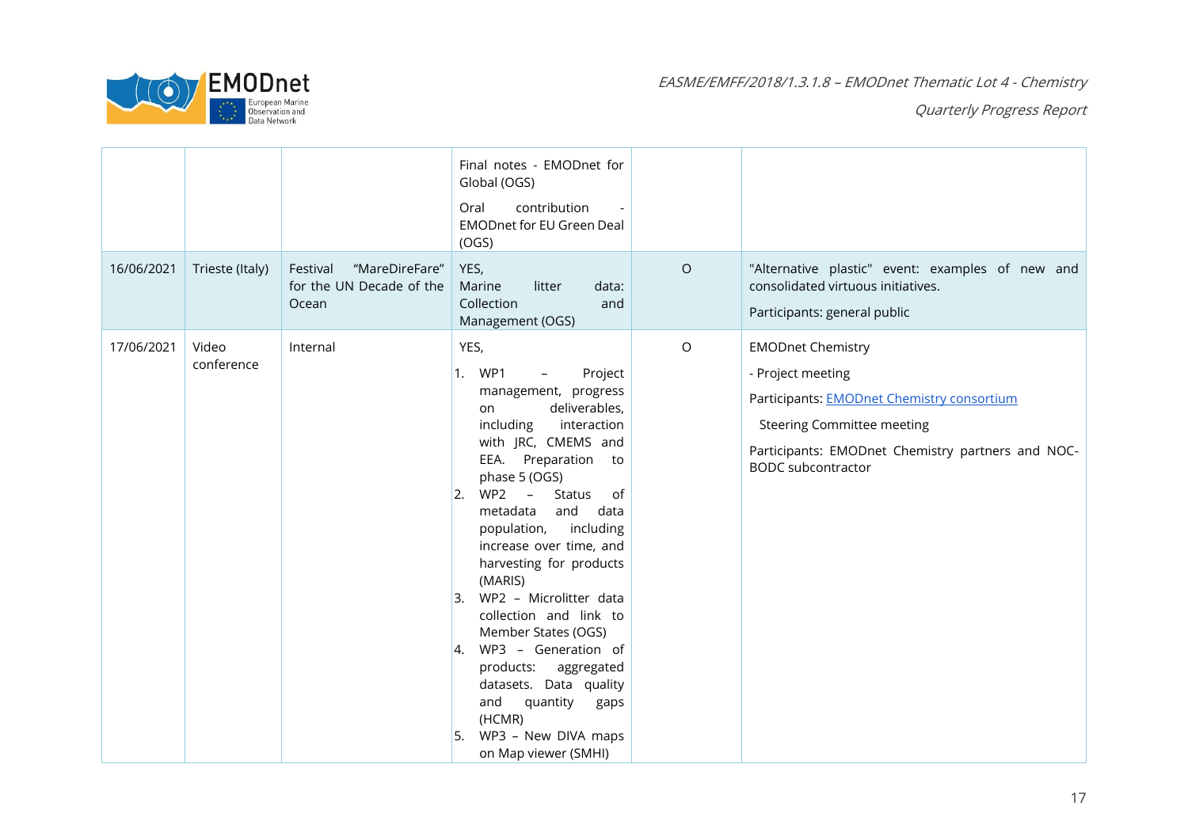|  |  |  | Final notes - EMODnet for Global (OGS)<br><br>Oral contribution - EMODnet for EU Green Deal (OGS) |  |  |
|---|---|---|---|---|---|
| 16/06/2021 | Trieste (Italy) | Festival "MareDireFare" for the UN Decade of the Ocean | YES,<br>Marine litter data: Collection and Management (OGS) | O | "Alternative plastic" event: examples of new and consolidated virtuous initiatives.<br><br>Participants: general public |
| 17/06/2021 | Video conference | Internal | YES,<br>1. WP1 – Project management, progress on deliverables, including interaction with JRC, CMEMS and EEA. Preparation to phase 5 (OGS)<br>2. WP2 – Status of metadata and data population, including increase over time, and harvesting for products (MARIS)<br>3. WP2 – Microlitter data collection and link to Member States (OGS)<br>4. WP3 – Generation of products: aggregated datasets. Data quality and quantity gaps (HCMR)<br>5. WP3 – New DIVA maps on Map viewer (SMHI) | O | EMODnet Chemistry<br><br>- Project meeting<br><br>Participants: EMODnet Chemistry consortium<br><br>Steering Committee meeting<br><br>Participants: EMODnet Chemistry partners and NOC-BODC subcontractor |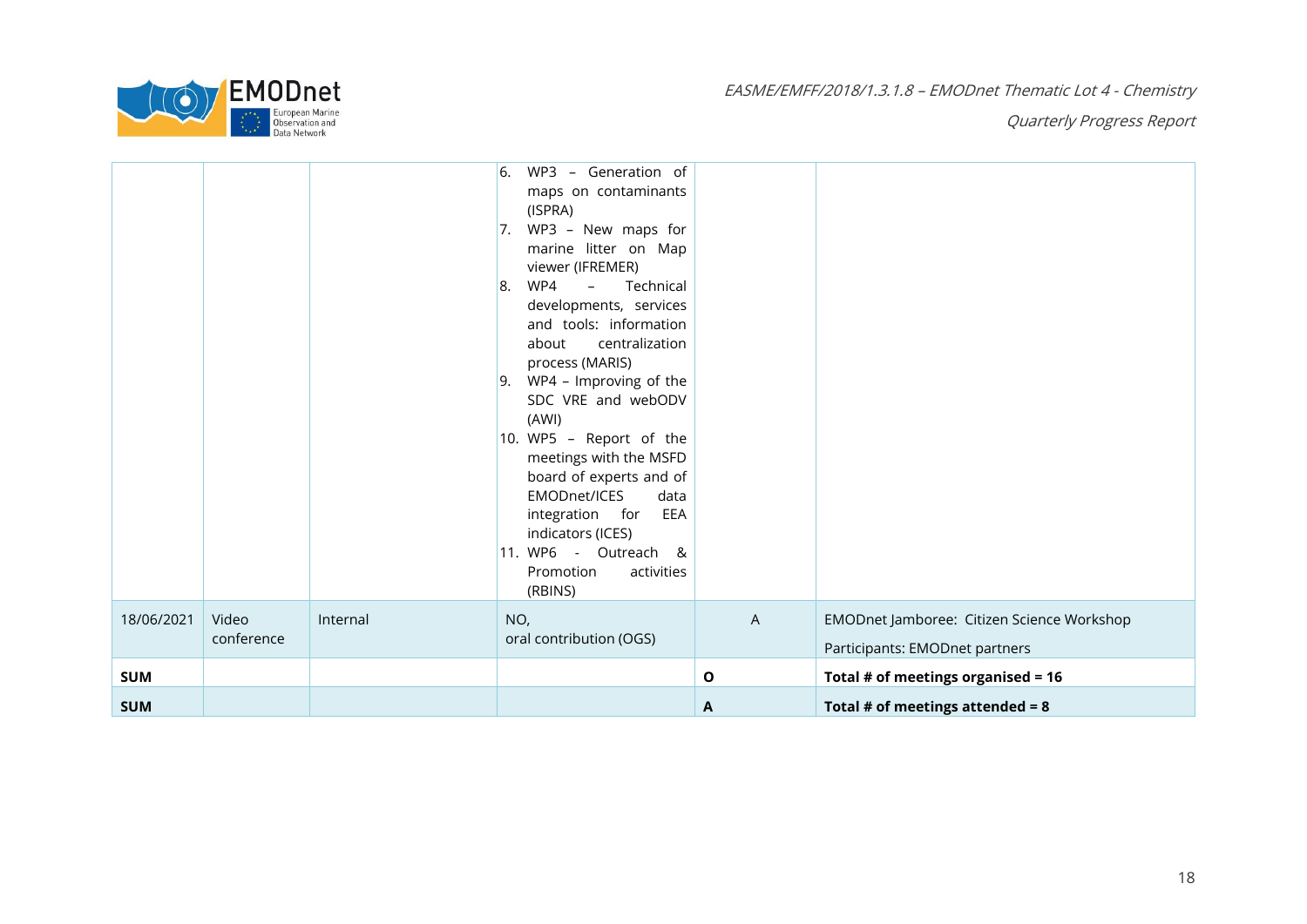| | | | | | |
|---|---|---|---|---|---|
| | | | 6. WP3 – Generation of maps on contaminants (ISPRA)<br>7. WP3 – New maps for marine litter on Map viewer (IFREMER)<br>8. WP4 – Technical developments, services and tools: information about centralization process (MARIS)<br>9. WP4 – Improving of the SDC VRE and webODV (AWI)<br>10. WP5 – Report of the meetings with the MSFD board of experts and of EMODnet/ICES data integration for EEA indicators (ICES)<br>11. WP6 - Outreach & Promotion activities (RBINS) | | |
| 18/06/2021 | Video conference | Internal | NO,<br>oral contribution (OGS) | A | EMODnet Jamboree: Citizen Science Workshop<br>Participants: EMODnet partners |
| **SUM** | | | | **O** | **Total # of meetings organised = 16** |
| **SUM** | | | | **A** | **Total # of meetings attended = 8** |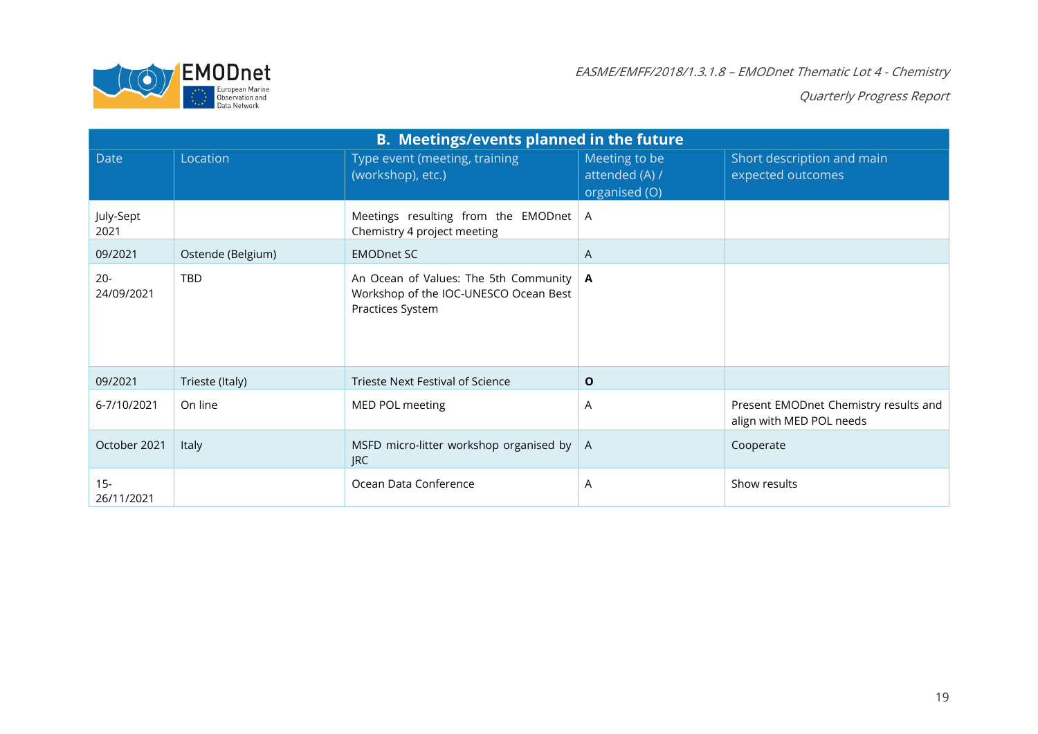| B. Meetings/events planned in the future | | | | |
|---|---|---|---|---|
| Date | Location | Type event (meeting, training (workshop), etc.) | Meeting to be attended (A) / organised (O) | Short description and main expected outcomes |
| July-Sept 2021 | | Meetings resulting from the EMODnet Chemistry 4 project meeting | A | |
| 09/2021 | Ostende (Belgium) | EMODnet SC | A | |
| 20-24/09/2021 | TBD | An Ocean of Values: The 5th Community Workshop of the IOC-UNESCO Ocean Best Practices System | **A** | |
| 09/2021 | Trieste (Italy) | Trieste Next Festival of Science | **O** | |
| 6-7/10/2021 | On line | MED POL meeting | A | Present EMODnet Chemistry results and align with MED POL needs |
| October 2021 | Italy | MSFD micro-litter workshop organised by JRC | A | Cooperate |
| 15-26/11/2021 | | Ocean Data Conference | A | Show results |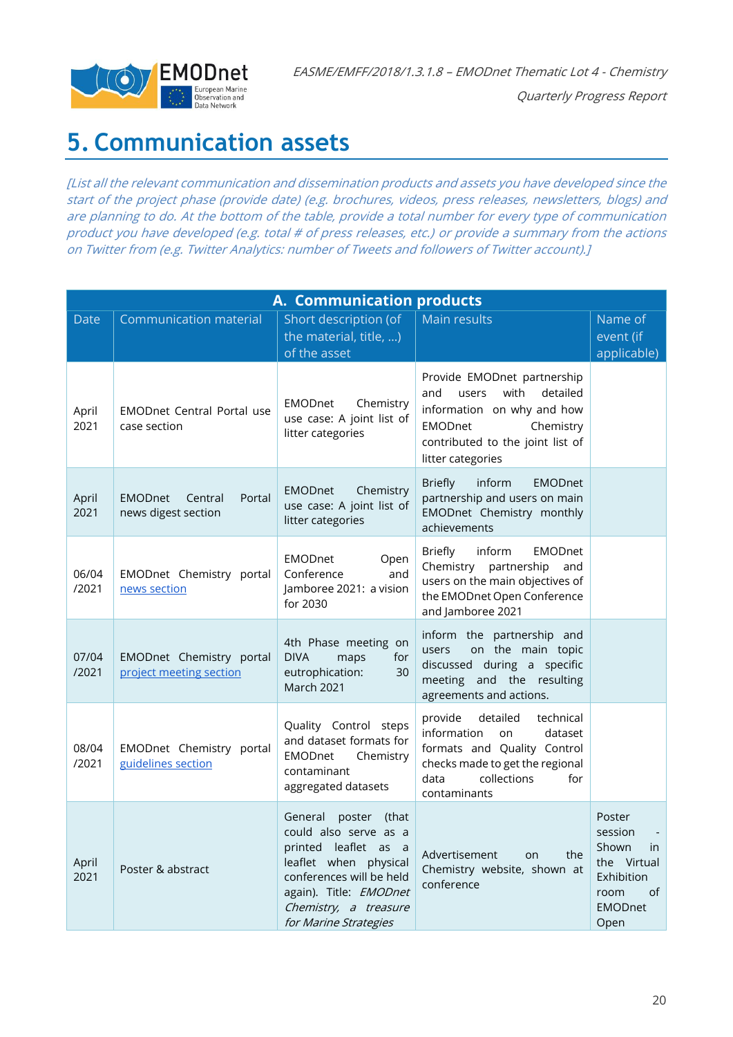# 5. Communication assets

*[List all the relevant communication and dissemination products and assets you have developed since the start of the project phase (provide date) (e.g. brochures, videos, press releases, newsletters, blogs) and are planning to do. At the bottom of the table, provide a total number for every type of communication product you have developed (e.g. total # of press releases, etc.) or provide a summary from the actions on Twitter from (e.g. Twitter Analytics: number of Tweets and followers of Twitter account).]*

| A. Communication products | | | | |
|---|---|---|---|---|
| Date | Communication material | Short description (of the material, title, ...) of the asset | Main results | Name of event (if applicable) |
| April 2021 | EMODnet Central Portal use case section | EMODnet Chemistry use case: A joint list of litter categories | Provide EMODnet partnership and users with detailed information on why and how EMODnet Chemistry contributed to the joint list of litter categories | |
| April 2021 | EMODnet Central Portal news digest section | EMODnet Chemistry use case: A joint list of litter categories | Briefly inform EMODnet partnership and users on main EMODnet Chemistry monthly achievements | |
| 06/04 /2021 | EMODnet Chemistry portal news section | EMODnet Open Conference and Jamboree 2021: a vision for 2030 | Briefly inform EMODnet Chemistry partnership and users on the main objectives of the EMODnet Open Conference and Jamboree 2021 | |
| 07/04 /2021 | EMODnet Chemistry portal project meeting section | 4th Phase meeting on DIVA maps for eutrophication: 30 March 2021 | inform the partnership and users on the main topic discussed during a specific meeting and the resulting agreements and actions. | |
| 08/04 /2021 | EMODnet Chemistry portal guidelines section | Quality Control steps and dataset formats for EMODnet Chemistry contaminant aggregated datasets | provide detailed technical information on dataset formats and Quality Control checks made to get the regional data collections for contaminants | |
| April 2021 | Poster & abstract | General poster (that could also serve as a printed leaflet as a leaflet when physical conferences will be held again). Title: *EMODnet Chemistry, a treasure for Marine Strategies* | Advertisement on the Chemistry website, shown at conference | Poster session - Shown in the Virtual Exhibition room of EMODnet Open |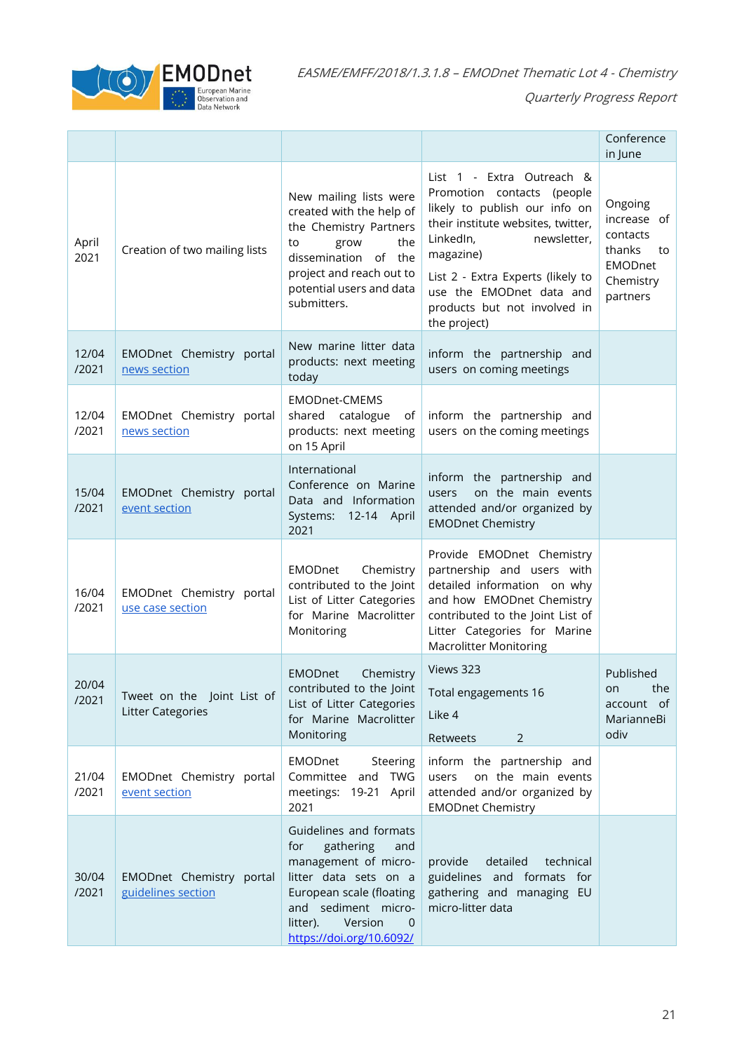| | | | | Conference in June |
|---|---|---|---|---|
| April 2021 | Creation of two mailing lists | New mailing lists were created with the help of the Chemistry Partners to grow the dissemination of the project and reach out to potential users and data submitters. | List 1 - Extra Outreach & Promotion contacts (people likely to publish our info on their institute websites, twitter, LinkedIn, newsletter, magazine)<br><br>List 2 - Extra Experts (likely to use the EMODnet data and products but not involved in the project) | Ongoing increase of contacts thanks to EMODnet Chemistry partners |
| 12/04 /2021 | EMODnet Chemistry portal news section | New marine litter data products: next meeting today | inform the partnership and users on coming meetings | |
| 12/04 /2021 | EMODnet Chemistry portal news section | EMODnet-CMEMS shared catalogue of products: next meeting on 15 April | inform the partnership and users on the coming meetings | |
| 15/04 /2021 | EMODnet Chemistry portal event section | International Conference on Marine Data and Information Systems: 12-14 April 2021 | inform the partnership and users on the main events attended and/or organized by EMODnet Chemistry | |
| 16/04 /2021 | EMODnet Chemistry portal use case section | EMODnet Chemistry contributed to the Joint List of Litter Categories for Marine Macrolitter Monitoring | Provide EMODnet Chemistry partnership and users with detailed information on why and how EMODnet Chemistry contributed to the Joint List of Litter Categories for Marine Macrolitter Monitoring | |
| 20/04 /2021 | Tweet on the Joint List of Litter Categories | EMODnet Chemistry contributed to the Joint List of Litter Categories for Marine Macrolitter Monitoring | Views 323<br><br>Total engagements 16<br><br>Like 4<br><br>Retweets 2 | Published on the account of MarianneBiodiv |
| 21/04 /2021 | EMODnet Chemistry portal event section | EMODnet Steering Committee and TWG meetings: 19-21 April 2021 | inform the partnership and users on the main events attended and/or organized by EMODnet Chemistry | |
| 30/04 /2021 | EMODnet Chemistry portal guidelines section | Guidelines and formats for gathering and management of micro-litter data sets on a European scale (floating and sediment micro-litter). Version 0 https://doi.org/10.6092/ | provide detailed technical guidelines and formats for gathering and managing EU micro-litter data | |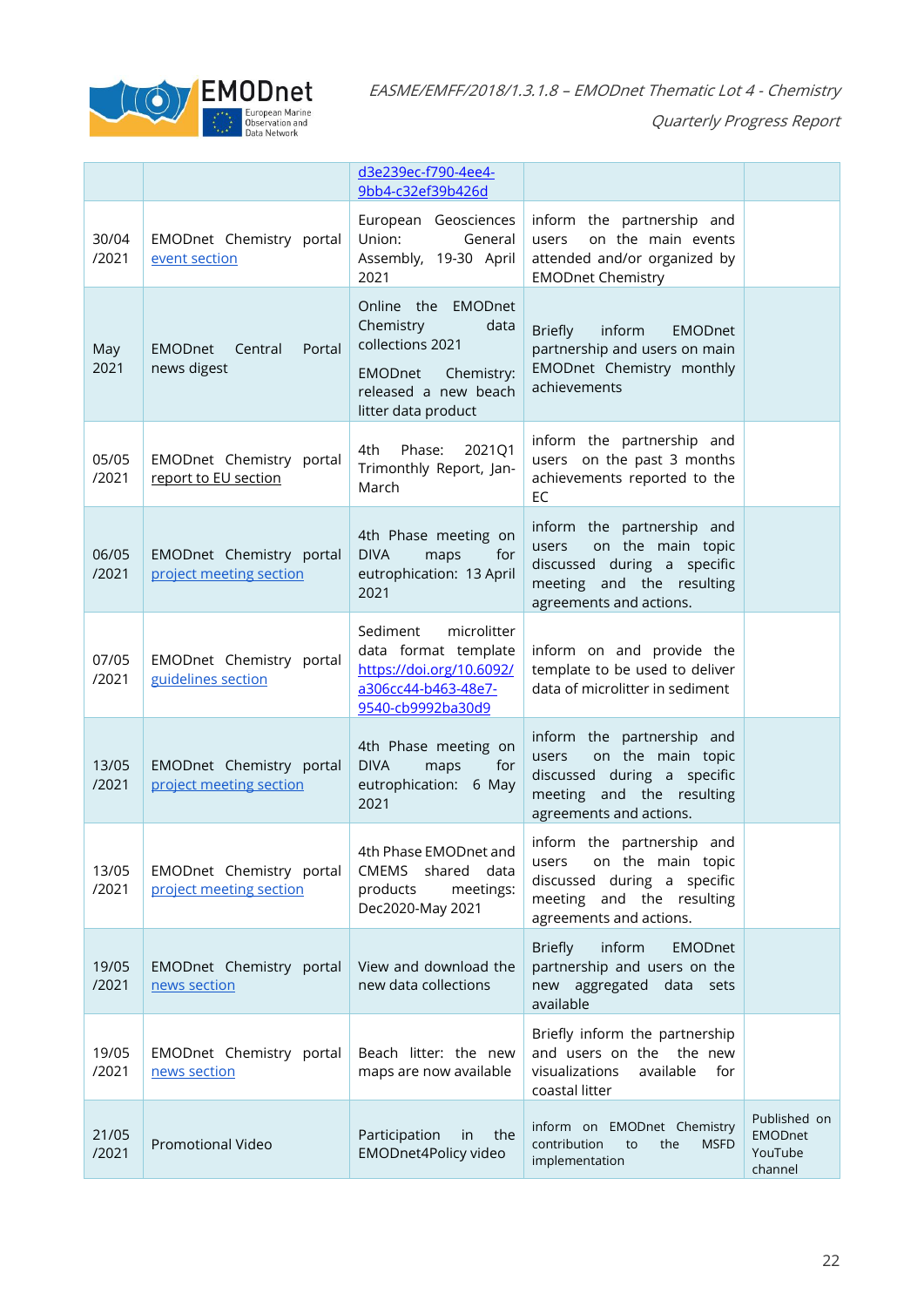| | | | | |
|---|---|---|---|---|
| | | d3e239ec-f790-4ee4-9bb4-c32ef39b426d | | |
| 30/04 /2021 | EMODnet Chemistry portal event section | European Geosciences Union: General Assembly, 19-30 April 2021 | inform the partnership and users on the main events attended and/or organized by EMODnet Chemistry | |
| May 2021 | EMODnet Central Portal news digest | Online the EMODnet Chemistry data collections 2021<br><br>EMODnet Chemistry: released a new beach litter data product | Briefly inform EMODnet partnership and users on main EMODnet Chemistry monthly achievements | |
| 05/05 /2021 | EMODnet Chemistry portal report to EU section | 4th Phase: 2021Q1 Trimonthly Report, Jan-March | inform the partnership and users on the past 3 months achievements reported to the EC | |
| 06/05 /2021 | EMODnet Chemistry portal project meeting section | 4th Phase meeting on DIVA maps for eutrophication: 13 April 2021 | inform the partnership and users on the main topic discussed during a specific meeting and the resulting agreements and actions. | |
| 07/05 /2021 | EMODnet Chemistry portal guidelines section | Sediment microlitter data format template https://doi.org/10.6092/a306cc44-b463-48e7-9540-cb9992ba30d9 | inform on and provide the template to be used to deliver data of microlitter in sediment | |
| 13/05 /2021 | EMODnet Chemistry portal project meeting section | 4th Phase meeting on DIVA maps for eutrophication: 6 May 2021 | inform the partnership and users on the main topic discussed during a specific meeting and the resulting agreements and actions. | |
| 13/05 /2021 | EMODnet Chemistry portal project meeting section | 4th Phase EMODnet and CMEMS shared data products meetings: Dec2020-May 2021 | inform the partnership and users on the main topic discussed during a specific meeting and the resulting agreements and actions. | |
| 19/05 /2021 | EMODnet Chemistry portal news section | View and download the new data collections | Briefly inform EMODnet partnership and users on the new aggregated data sets available | |
| 19/05 /2021 | EMODnet Chemistry portal news section | Beach litter: the new maps are now available | Briefly inform the partnership and users on the the new visualizations available for coastal litter | |
| 21/05 /2021 | Promotional Video | Participation in the EMODnet4Policy video | inform on EMODnet Chemistry contribution to the MSFD implementation | Published on EMODnet YouTube channel |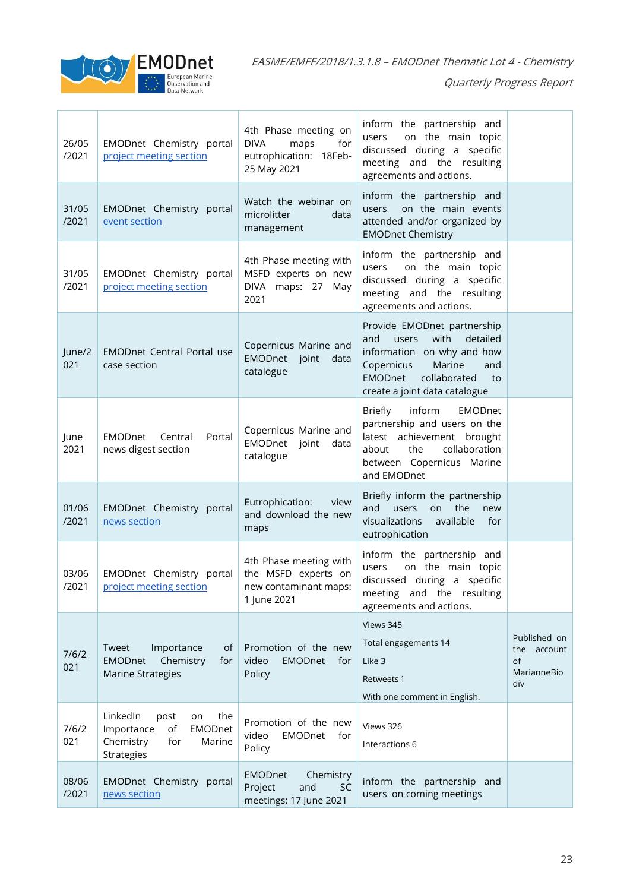| | | | | |
|---|---|---|---|---|
| 26/05 /2021 | EMODnet Chemistry portal project meeting section | 4th Phase meeting on DIVA maps for eutrophication: 18Feb-25 May 2021 | inform the partnership and users on the main topic discussed during a specific meeting and the resulting agreements and actions. | |
| 31/05 /2021 | EMODnet Chemistry portal event section | Watch the webinar on microlitter data management | inform the partnership and users on the main events attended and/or organized by EMODnet Chemistry | |
| 31/05 /2021 | EMODnet Chemistry portal project meeting section | 4th Phase meeting with MSFD experts on new DIVA maps: 27 May 2021 | inform the partnership and users on the main topic discussed during a specific meeting and the resulting agreements and actions. | |
| June/2021 | EMODnet Central Portal use case section | Copernicus Marine and EMODnet joint data catalogue | Provide EMODnet partnership and users with detailed information on why and how Copernicus Marine and EMODnet collaborated to create a joint data catalogue | |
| June 2021 | EMODnet Central Portal news digest section | Copernicus Marine and EMODnet joint data catalogue | Briefly inform EMODnet partnership and users on the latest achievement brought about the collaboration between Copernicus Marine and EMODnet | |
| 01/06 /2021 | EMODnet Chemistry portal news section | Eutrophication: view and download the new maps | Briefly inform the partnership and users on the new visualizations available for eutrophication | |
| 03/06 /2021 | EMODnet Chemistry portal project meeting section | 4th Phase meeting with the MSFD experts on new contaminant maps: 1 June 2021 | inform the partnership and users on the main topic discussed during a specific meeting and the resulting agreements and actions. | |
| 7/6/2021 | Tweet Importance of EMODnet Chemistry for Marine Strategies | Promotion of the new video EMODnet for Policy | Views 345<br>Total engagements 14<br>Like 3<br>Retweets 1<br>With one comment in English. | Published on the account of MarianneBiodiv |
| 7/6/2021 | LinkedIn post on the Importance of EMODnet Chemistry for Marine Strategies | Promotion of the new video EMODnet for Policy | Views 326<br>Interactions 6 | |
| 08/06 /2021 | EMODnet Chemistry portal news section | EMODnet Chemistry Project and SC meetings: 17 June 2021 | inform the partnership and users on coming meetings | |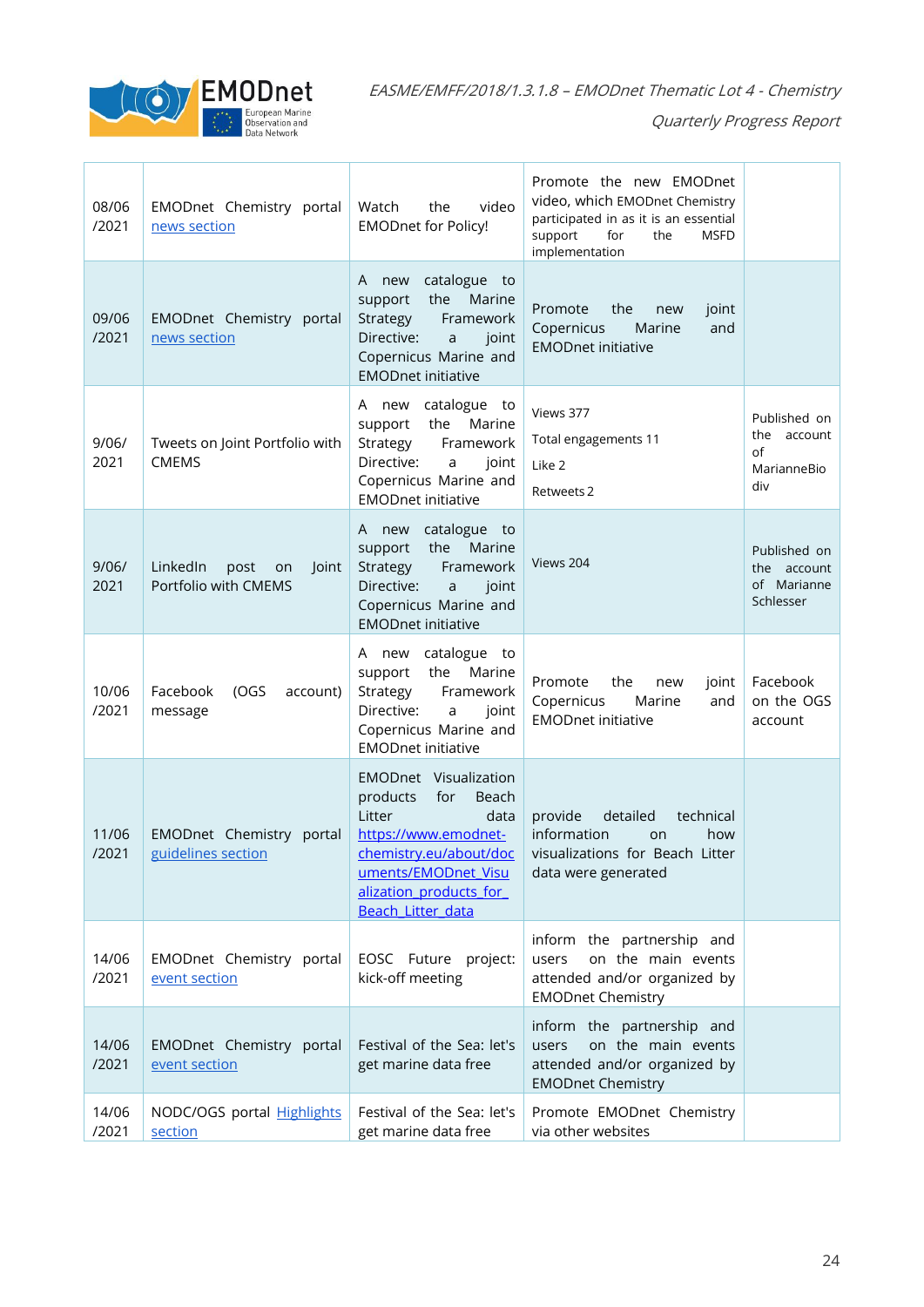| 08/06 /2021 | EMODnet Chemistry portal news section | Watch the video EMODnet for Policy! | Promote the new EMODnet video, which EMODnet Chemistry participated in as it is an essential support for the MSFD implementation | |
|---|---|---|---|---|
| 09/06 /2021 | EMODnet Chemistry portal news section | A new catalogue to support the Marine Strategy Framework Directive: a joint Copernicus Marine and EMODnet initiative | Promote the new joint Copernicus Marine and EMODnet initiative | |
| 9/06/ 2021 | Tweets on Joint Portfolio with CMEMS | A new catalogue to support the Marine Strategy Framework Directive: a joint Copernicus Marine and EMODnet initiative | Views 377<br>Total engagements 11<br>Like 2<br>Retweets 2 | Published on the account of MarianneBio div |
| 9/06/ 2021 | LinkedIn post on Joint Portfolio with CMEMS | A new catalogue to support the Marine Strategy Framework Directive: a joint Copernicus Marine and EMODnet initiative | Views 204 | Published on the account of Marianne Schlesser |
| 10/06 /2021 | Facebook (OGS account) message | A new catalogue to support the Marine Strategy Framework Directive: a joint Copernicus Marine and EMODnet initiative | Promote the new joint Copernicus Marine and EMODnet initiative | Facebook on the OGS account |
| 11/06 /2021 | EMODnet Chemistry portal guidelines section | EMODnet Visualization products for Beach Litter data https://www.emodnet-chemistry.eu/about/documents/EMODnet_Visualization_products_for_Beach_Litter_data | provide detailed technical information on how visualizations for Beach Litter data were generated | |
| 14/06 /2021 | EMODnet Chemistry portal event section | EOSC Future project: kick-off meeting | inform the partnership and users on the main events attended and/or organized by EMODnet Chemistry | |
| 14/06 /2021 | EMODnet Chemistry portal event section | Festival of the Sea: let's get marine data free | inform the partnership and users on the main events attended and/or organized by EMODnet Chemistry | |
| 14/06 /2021 | NODC/OGS portal Highlights section | Festival of the Sea: let's get marine data free | Promote EMODnet Chemistry via other websites | |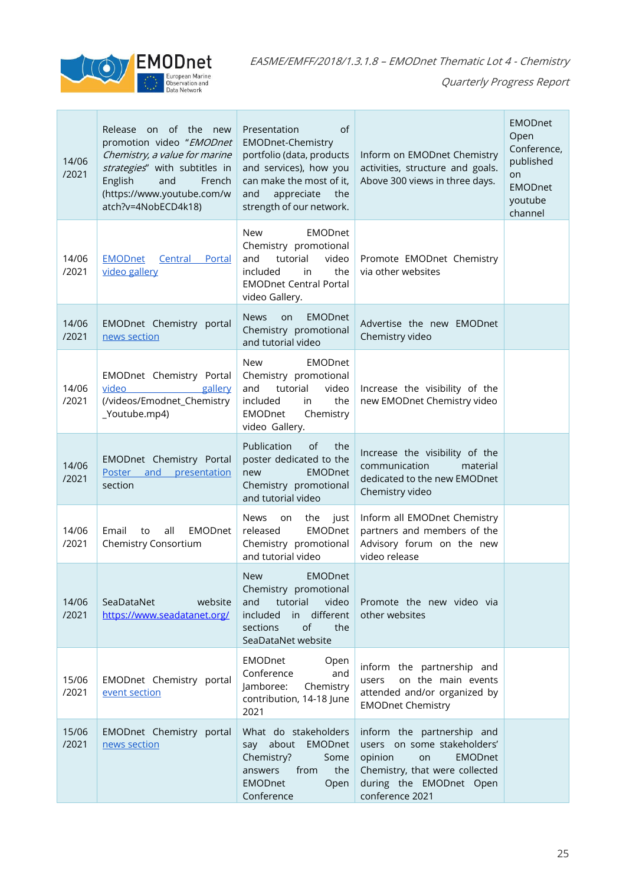| | | | | |
|---|---|---|---|---|
| 14/06 /2021 | Release on of the new promotion video "*EMODnet Chemistry, a value for marine strategies*" with subtitles in English and French (https://www.youtube.com/watch?v=4NobECD4k18) | Presentation of EMODnet-Chemistry portfolio (data, products and services), how you can make the most of it, and appreciate the strength of our network. | Inform on EMODnet Chemistry activities, structure and goals. Above 300 views in three days. | EMODnet Open Conference, published on EMODnet youtube channel |
| 14/06 /2021 | EMODnet Central Portal video gallery | New EMODnet Chemistry promotional and tutorial video included in the EMODnet Central Portal video Gallery. | Promote EMODnet Chemistry via other websites | |
| 14/06 /2021 | EMODnet Chemistry portal news section | News on EMODnet Chemistry promotional and tutorial video | Advertise the new EMODnet Chemistry video | |
| 14/06 /2021 | EMODnet Chemistry Portal video gallery (/videos/Emodnet_Chemistry_Youtube.mp4) | New EMODnet Chemistry promotional and tutorial video included in the EMODnet Chemistry video Gallery. | Increase the visibility of the new EMODnet Chemistry video | |
| 14/06 /2021 | EMODnet Chemistry Portal Poster and presentation section | Publication of the poster dedicated to the new EMODnet Chemistry promotional and tutorial video | Increase the visibility of the communication material dedicated to the new EMODnet Chemistry video | |
| 14/06 /2021 | Email to all EMODnet Chemistry Consortium | News on the just released EMODnet Chemistry promotional and tutorial video | Inform all EMODnet Chemistry partners and members of the Advisory forum on the new video release | |
| 14/06 /2021 | SeaDataNet website https://www.seadatanet.org/ | New EMODnet Chemistry promotional and tutorial video included in different sections of the SeaDataNet website | Promote the new video via other websites | |
| 15/06 /2021 | EMODnet Chemistry portal event section | EMODnet Open Conference and Jamboree: Chemistry contribution, 14-18 June 2021 | inform the partnership and users on the main events attended and/or organized by EMODnet Chemistry | |
| 15/06 /2021 | EMODnet Chemistry portal news section | What do stakeholders say about EMODnet Chemistry? Some answers from the EMODnet Open Conference | inform the partnership and users on some stakeholders' opinion on EMODnet Chemistry, that were collected during the EMODnet Open conference 2021 | |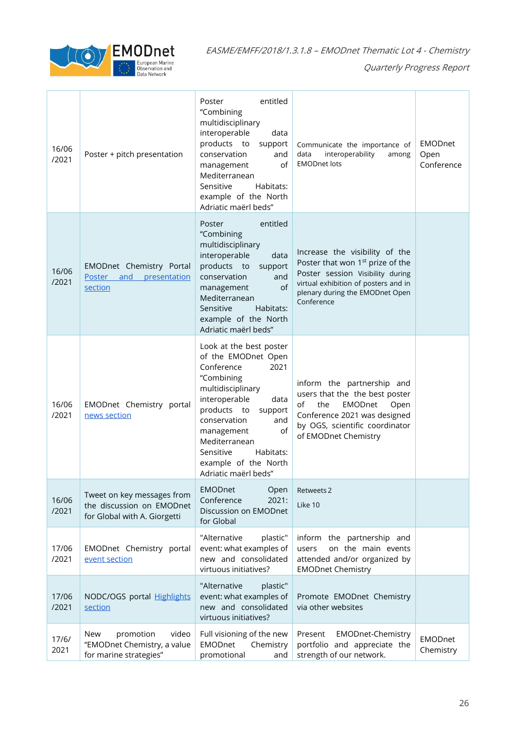| 16/06 /2021 | Poster + pitch presentation | Poster entitled "Combining multidisciplinary interoperable data products to support conservation and management of Mediterranean Sensitive Habitats: example of the North Adriatic maërl beds" | Communicate the importance of data interoperability among EMODnet lots | EMODnet Open Conference |
|---|---|---|---|---|
| 16/06 /2021 | EMODnet Chemistry Portal Poster and presentation section | Poster entitled "Combining multidisciplinary interoperable data products to support conservation and management of Mediterranean Sensitive Habitats: example of the North Adriatic maërl beds" | Increase the visibility of the Poster that won 1st prize of the Poster session Visibility during virtual exhibition of posters and in plenary during the EMODnet Open Conference | |
| 16/06 /2021 | EMODnet Chemistry portal news section | Look at the best poster of the EMODnet Open Conference 2021 "Combining multidisciplinary interoperable data products to support conservation and management of Mediterranean Sensitive Habitats: example of the North Adriatic maërl beds" | inform the partnership and users that the the best poster of the EMODnet Open Conference 2021 was designed by OGS, scientific coordinator of EMODnet Chemistry | |
| 16/06 /2021 | Tweet on key messages from the discussion on EMODnet for Global with A. Giorgetti | EMODnet Open Conference 2021: Discussion on EMODnet for Global | Retweets 2<br>Like 10 | |
| 17/06 /2021 | EMODnet Chemistry portal event section | "Alternative plastic" event: what examples of new and consolidated virtuous initiatives? | inform the partnership and users on the main events attended and/or organized by EMODnet Chemistry | |
| 17/06 /2021 | NODC/OGS portal Highlights section | "Alternative plastic" event: what examples of new and consolidated virtuous initiatives? | Promote EMODnet Chemistry via other websites | |
| 17/6/ 2021 | New promotion video "EMODnet Chemistry, a value for marine strategies" | Full visioning of the new EMODnet Chemistry promotional and | Present EMODnet-Chemistry portfolio and appreciate the strength of our network. | EMODnet Chemistry |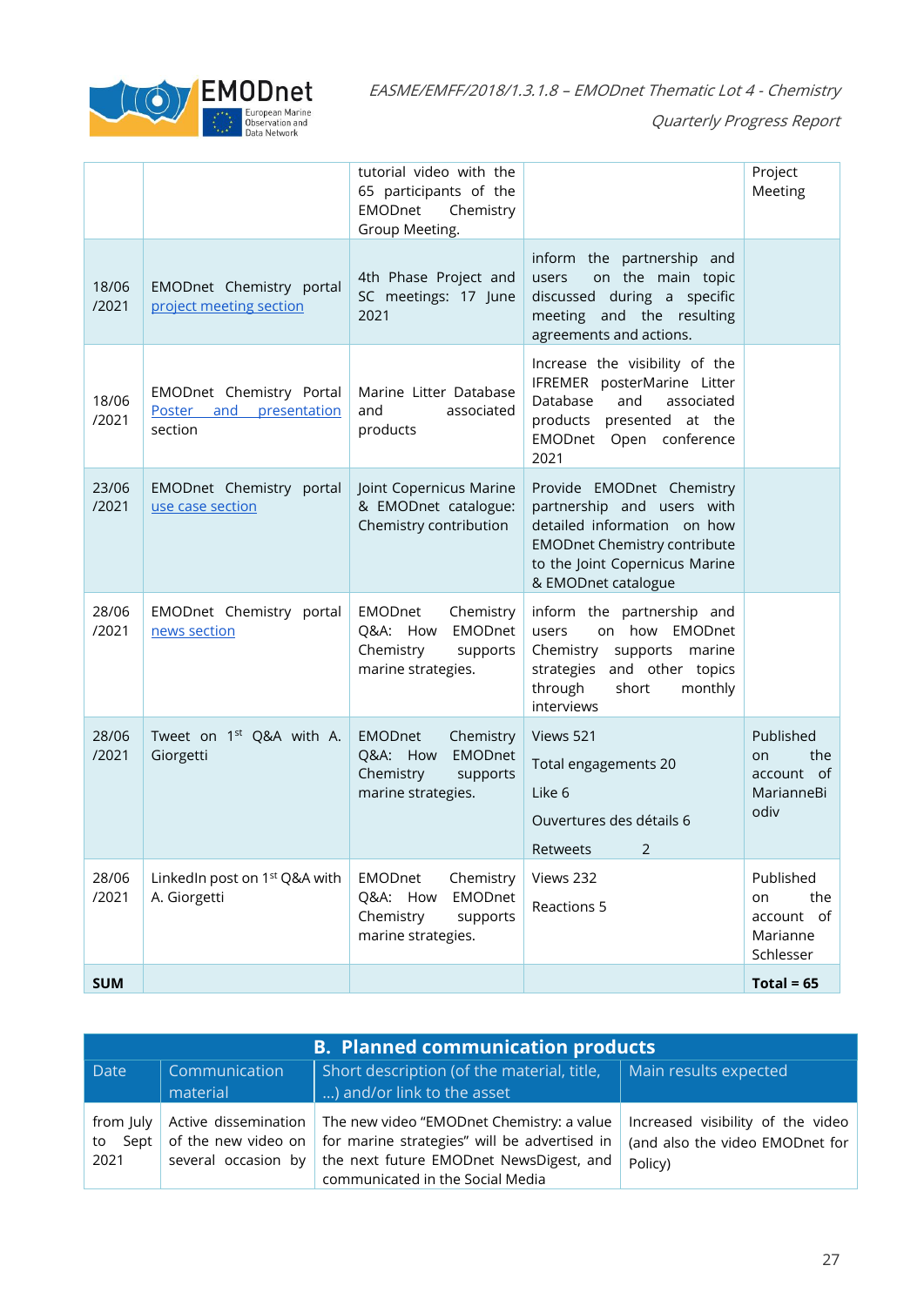| | | tutorial video with the 65 participants of the EMODnet Chemistry Group Meeting. | | Project Meeting |
|---|---|---|---|---|
| 18/06 /2021 | EMODnet Chemistry portal project meeting section | 4th Phase Project and SC meetings: 17 June 2021 | inform the partnership and users on the main topic discussed during a specific meeting and the resulting agreements and actions. | |
| 18/06 /2021 | EMODnet Chemistry Portal Poster and presentation section | Marine Litter Database and associated products | Increase the visibility of the IFREMER posterMarine Litter Database and associated products presented at the EMODnet Open conference 2021 | |
| 23/06 /2021 | EMODnet Chemistry portal use case section | Joint Copernicus Marine & EMODnet catalogue: Chemistry contribution | Provide EMODnet Chemistry partnership and users with detailed information on how EMODnet Chemistry contribute to the Joint Copernicus Marine & EMODnet catalogue | |
| 28/06 /2021 | EMODnet Chemistry portal news section | EMODnet Chemistry Q&A: How EMODnet Chemistry supports marine strategies. | inform the partnership and users on how EMODnet Chemistry supports marine strategies and other topics through short monthly interviews | |
| 28/06 /2021 | Tweet on 1st Q&A with A. Giorgetti | EMODnet Chemistry Q&A: How EMODnet Chemistry supports marine strategies. | Views 521<br>Total engagements 20<br>Like 6<br>Ouvertures des détails 6<br>Retweets 2 | Published on the account of MarianneBiodiv |
| 28/06 /2021 | LinkedIn post on 1st Q&A with A. Giorgetti | EMODnet Chemistry Q&A: How EMODnet Chemistry supports marine strategies. | Views 232<br>Reactions 5 | Published on the account of Marianne Schlesser |
| **SUM** | | | | **Total = 65** |

| **B. Planned communication products** | | | |
|---|---|---|---|
| Date | Communication material | Short description (of the material, title, ...) and/or link to the asset | Main results expected |
| from July to Sept 2021 | Active dissemination of the new video on several occasion by | The new video "EMODnet Chemistry: a value for marine strategies" will be advertised in the next future EMODnet NewsDigest, and communicated in the Social Media | Increased visibility of the video (and also the video EMODnet for Policy) |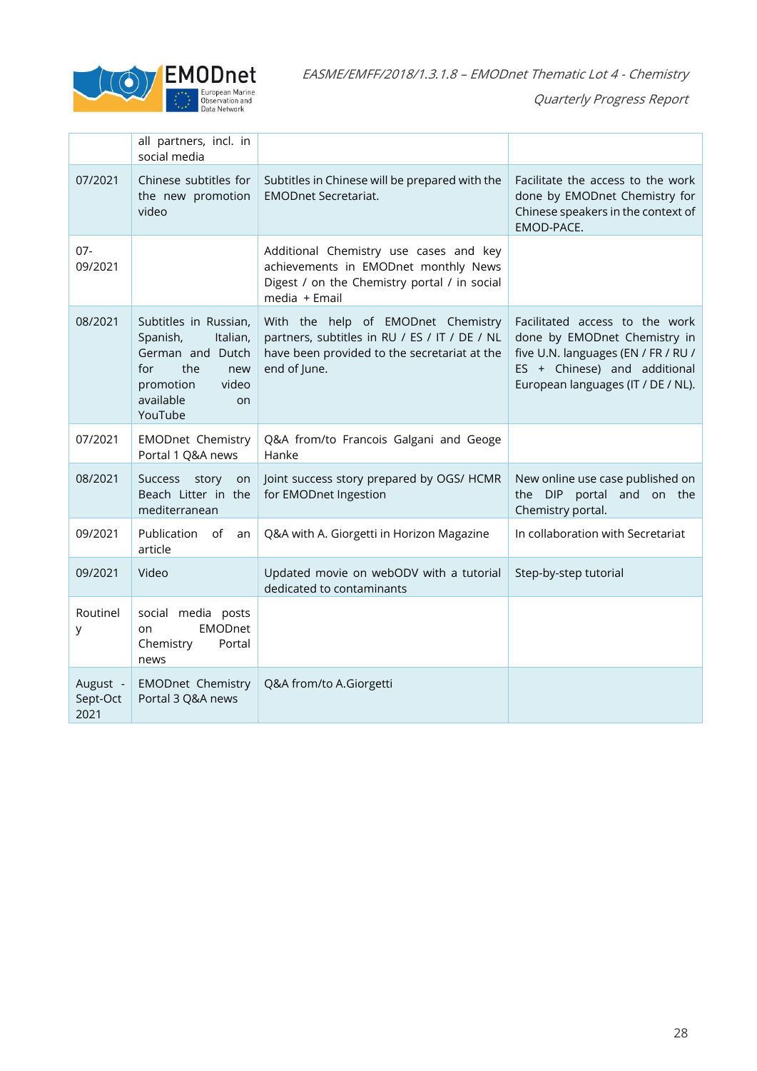|  | all partners, incl. in social media |  |  |
|---|---|---|---|
| 07/2021 | Chinese subtitles for the new promotion video | Subtitles in Chinese will be prepared with the EMODnet Secretariat. | Facilitate the access to the work done by EMODnet Chemistry for Chinese speakers in the context of EMOD-PACE. |
| 07-09/2021 |  | Additional Chemistry use cases and key achievements in EMODnet monthly News Digest / on the Chemistry portal / in social media + Email |  |
| 08/2021 | Subtitles in Russian, Spanish, Italian, German and Dutch for the new promotion video available on YouTube | With the help of EMODnet Chemistry partners, subtitles in RU / ES / IT / DE / NL have been provided to the secretariat at the end of June. | Facilitated access to the work done by EMODnet Chemistry in five U.N. languages (EN / FR / RU / ES + Chinese) and additional European languages (IT / DE / NL). |
| 07/2021 | EMODnet Chemistry Portal 1 Q&A news | Q&A from/to Francois Galgani and Geoge Hanke |  |
| 08/2021 | Success story on Beach Litter in the mediterranean | Joint success story prepared by OGS/ HCMR for EMODnet Ingestion | New online use case published on the DIP portal and on the Chemistry portal. |
| 09/2021 | Publication of an article | Q&A with A. Giorgetti in Horizon Magazine | In collaboration with Secretariat |
| 09/2021 | Video | Updated movie on webODV with a tutorial dedicated to contaminants | Step-by-step tutorial |
| Routinely | social media posts on EMODnet Chemistry Portal news |  |  |
| August - Sept-Oct 2021 | EMODnet Chemistry Portal 3 Q&A news | Q&A from/to A.Giorgetti |  |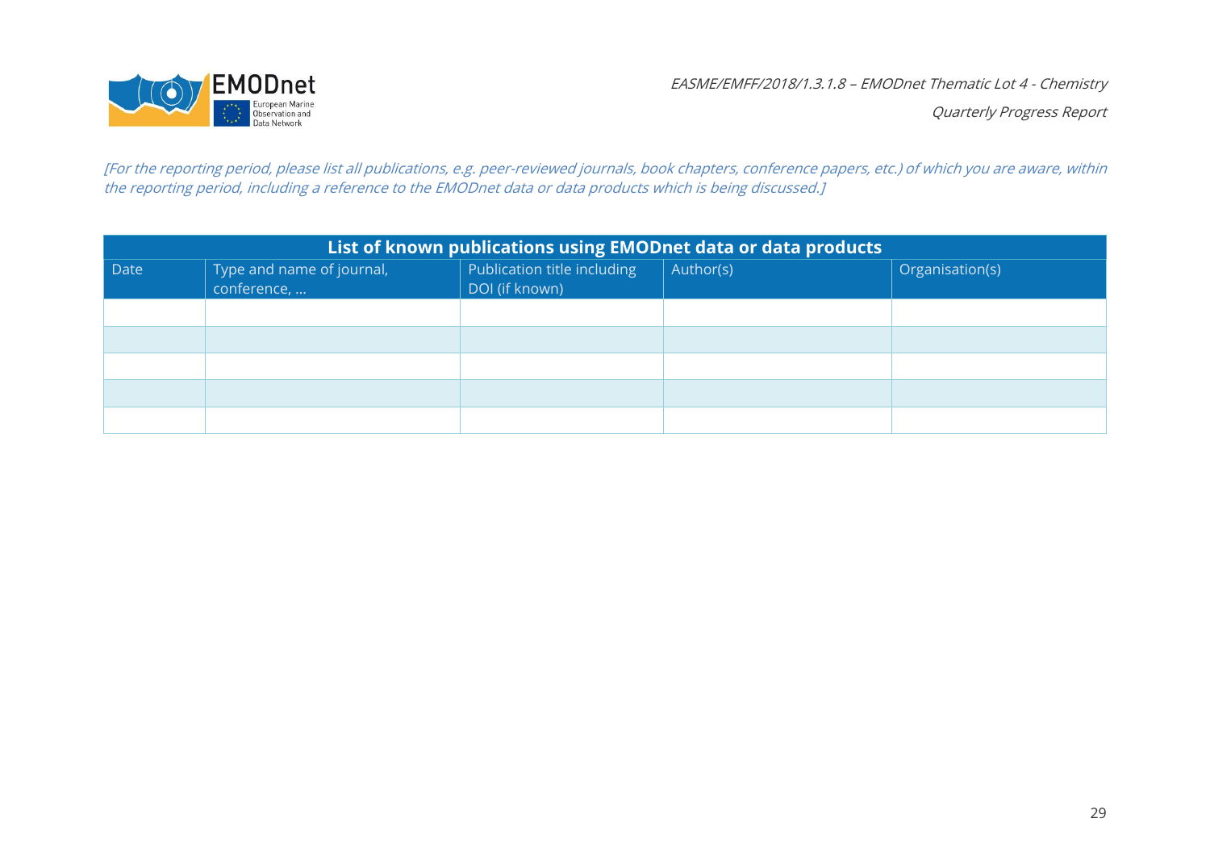*[For the reporting period, please list all publications, e.g. peer-reviewed journals, book chapters, conference papers, etc.) of which you are aware, within the reporting period, including a reference to the EMODnet data or data products which is being discussed.]*

| **List of known publications using EMODnet data or data products** | | | | |
|---|---|---|---|---|
| Date | Type and name of journal, conference, … | Publication title including DOI (if known) | Author(s) | Organisation(s) |
| | | | | |
| | | | | |
| | | | | |
| | | | | |
| | | | | |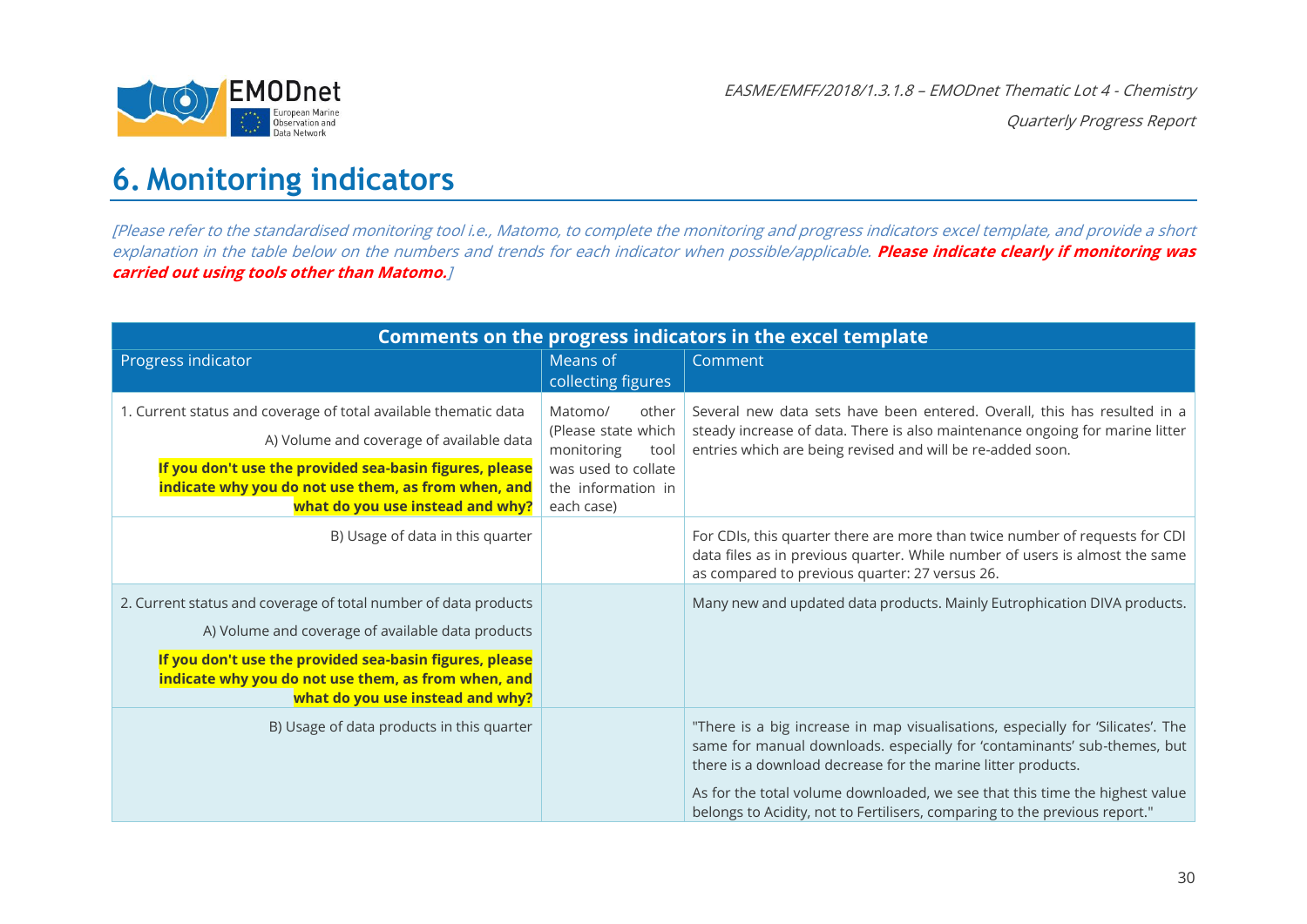# 6. Monitoring indicators

*[Please refer to the standardised monitoring tool i.e., Matomo, to complete the monitoring and progress indicators excel template, and provide a short explanation in the table below on the numbers and trends for each indicator when possible/applicable.* ***Please indicate clearly if monitoring was carried out using tools other than Matomo.****]*

| Comments on the progress indicators in the excel template | | |
|---|---|---|
| Progress indicator | Means of collecting figures | Comment |
| 1. Current status and coverage of total available thematic data<br>A) Volume and coverage of available data<br>**If you don't use the provided sea-basin figures, please indicate why you do not use them, as from when, and what do you use instead and why?** | Matomo/ other (Please state which monitoring tool was used to collate the information in each case) | Several new data sets have been entered. Overall, this has resulted in a steady increase of data. There is also maintenance ongoing for marine litter entries which are being revised and will be re-added soon. |
| B) Usage of data in this quarter | | For CDIs, this quarter there are more than twice number of requests for CDI data files as in previous quarter. While number of users is almost the same as compared to previous quarter: 27 versus 26. |
| 2. Current status and coverage of total number of data products<br>A) Volume and coverage of available data products<br>**If you don't use the provided sea-basin figures, please indicate why you do not use them, as from when, and what do you use instead and why?** | | Many new and updated data products. Mainly Eutrophication DIVA products. |
| B) Usage of data products in this quarter | | "There is a big increase in map visualisations, especially for 'Silicates'. The same for manual downloads. especially for 'contaminants' sub-themes, but there is a download decrease for the marine litter products.<br>As for the total volume downloaded, we see that this time the highest value belongs to Acidity, not to Fertilisers, comparing to the previous report." |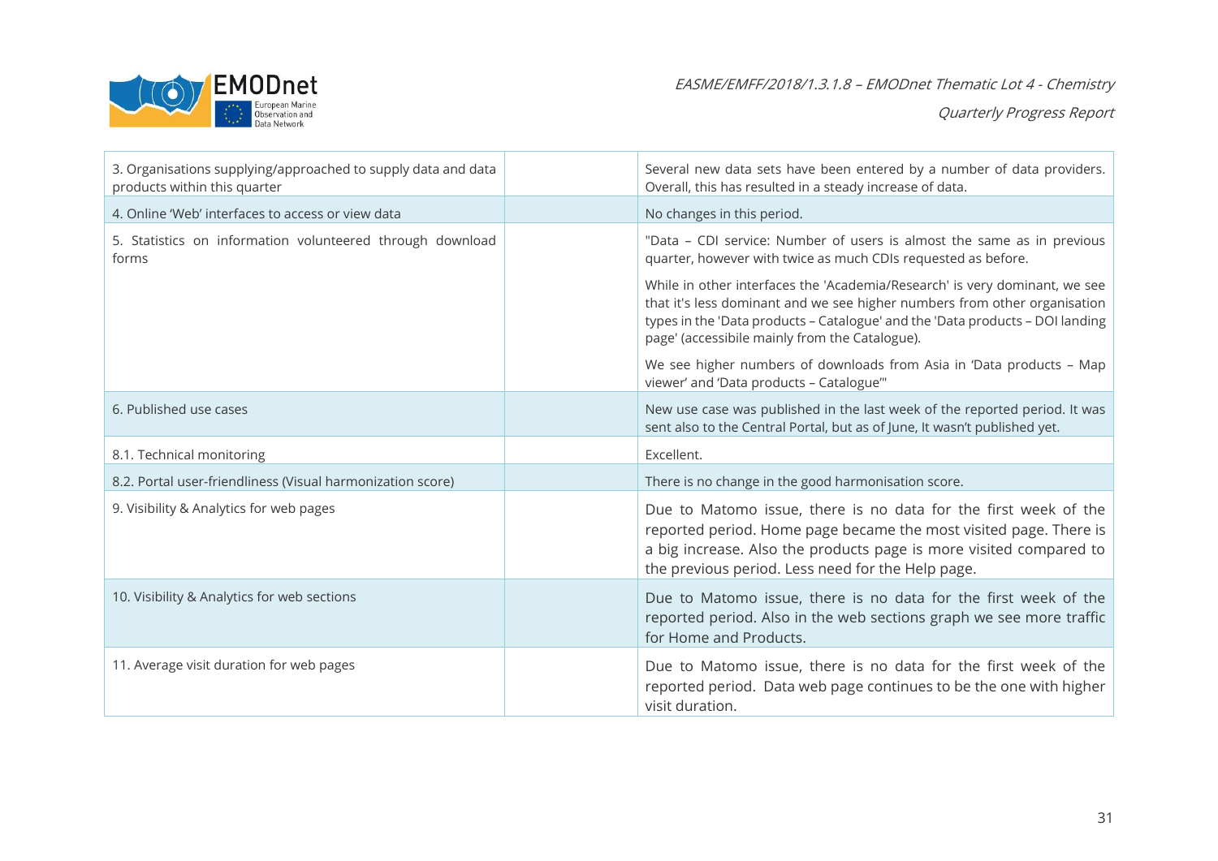| | | |
|---|---|---|
| 3. Organisations supplying/approached to supply data and data products within this quarter | | Several new data sets have been entered by a number of data providers. Overall, this has resulted in a steady increase of data. |
| 4. Online 'Web' interfaces to access or view data | | No changes in this period. |
| 5. Statistics on information volunteered through download forms | | "Data – CDI service: Number of users is almost the same as in previous quarter, however with twice as much CDIs requested as before.<br><br>While in other interfaces the 'Academia/Research' is very dominant, we see that it's less dominant and we see higher numbers from other organisation types in the 'Data products – Catalogue' and the 'Data products – DOI landing page' (accessibile mainly from the Catalogue).<br><br>We see higher numbers of downloads from Asia in 'Data products – Map viewer' and 'Data products – Catalogue'" |
| 6. Published use cases | | New use case was published in the last week of the reported period. It was sent also to the Central Portal, but as of June, It wasn't published yet. |
| 8.1. Technical monitoring | | Excellent. |
| 8.2. Portal user-friendliness (Visual harmonization score) | | There is no change in the good harmonisation score. |
| 9. Visibility & Analytics for web pages | | Due to Matomo issue, there is no data for the first week of the reported period. Home page became the most visited page. There is a big increase. Also the products page is more visited compared to the previous period. Less need for the Help page. |
| 10. Visibility & Analytics for web sections | | Due to Matomo issue, there is no data for the first week of the reported period. Also in the web sections graph we see more traffic for Home and Products. |
| 11. Average visit duration for web pages | | Due to Matomo issue, there is no data for the first week of the reported period. Data web page continues to be the one with higher visit duration. |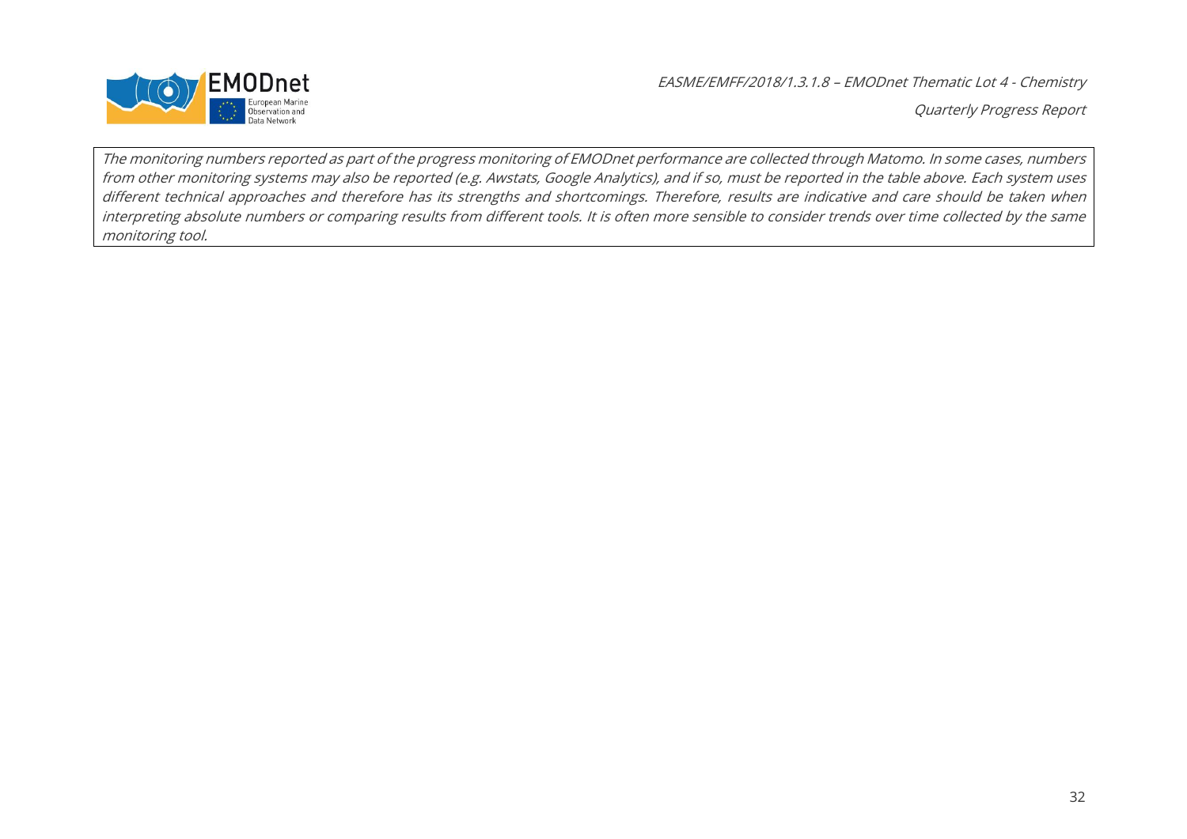*The monitoring numbers reported as part of the progress monitoring of EMODnet performance are collected through Matomo. In some cases, numbers from other monitoring systems may also be reported (e.g. Awstats, Google Analytics), and if so, must be reported in the table above. Each system uses different technical approaches and therefore has its strengths and shortcomings. Therefore, results are indicative and care should be taken when interpreting absolute numbers or comparing results from different tools. It is often more sensible to consider trends over time collected by the same monitoring tool.*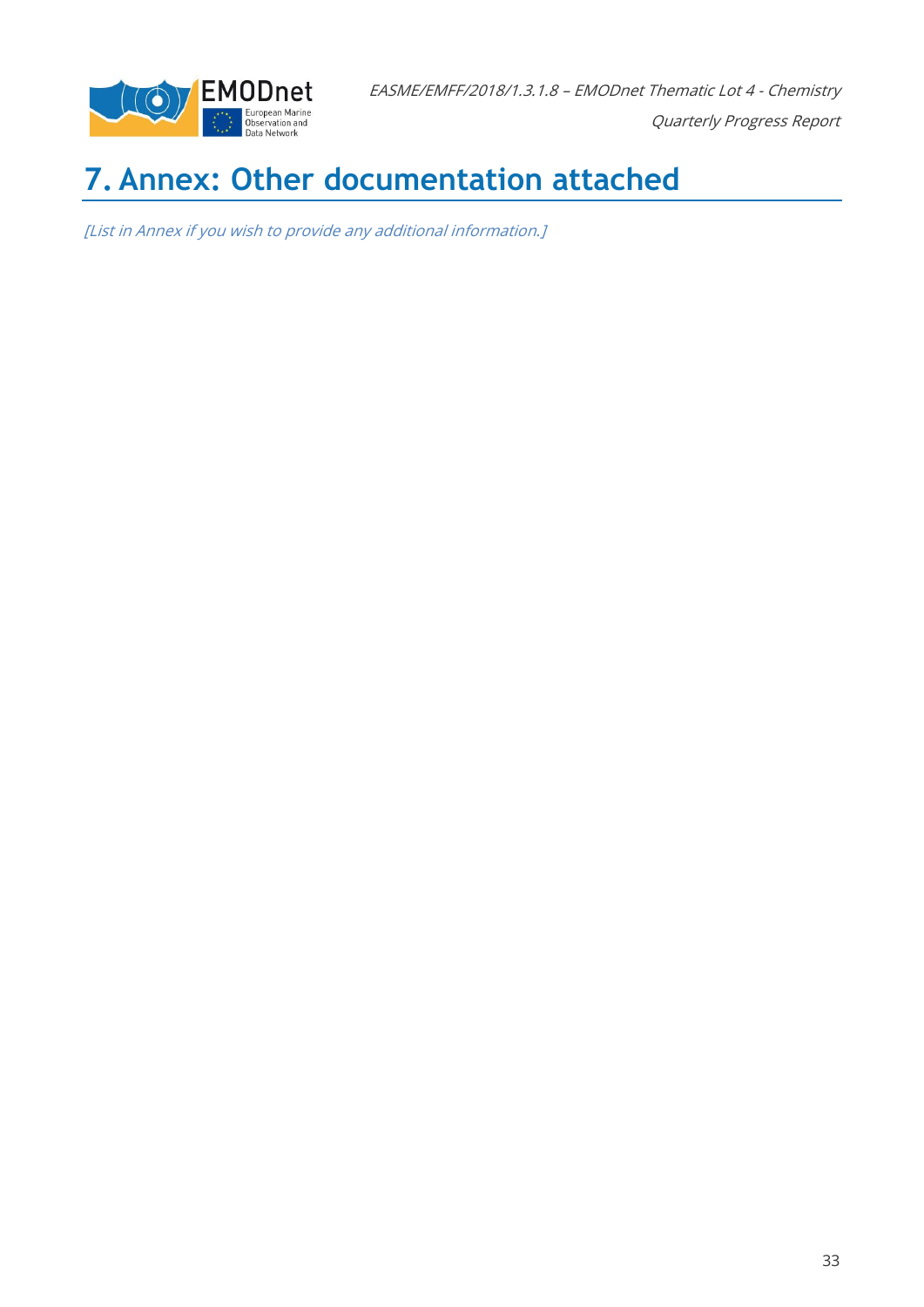# 7. Annex: Other documentation attached

*[List in Annex if you wish to provide any additional information.]*